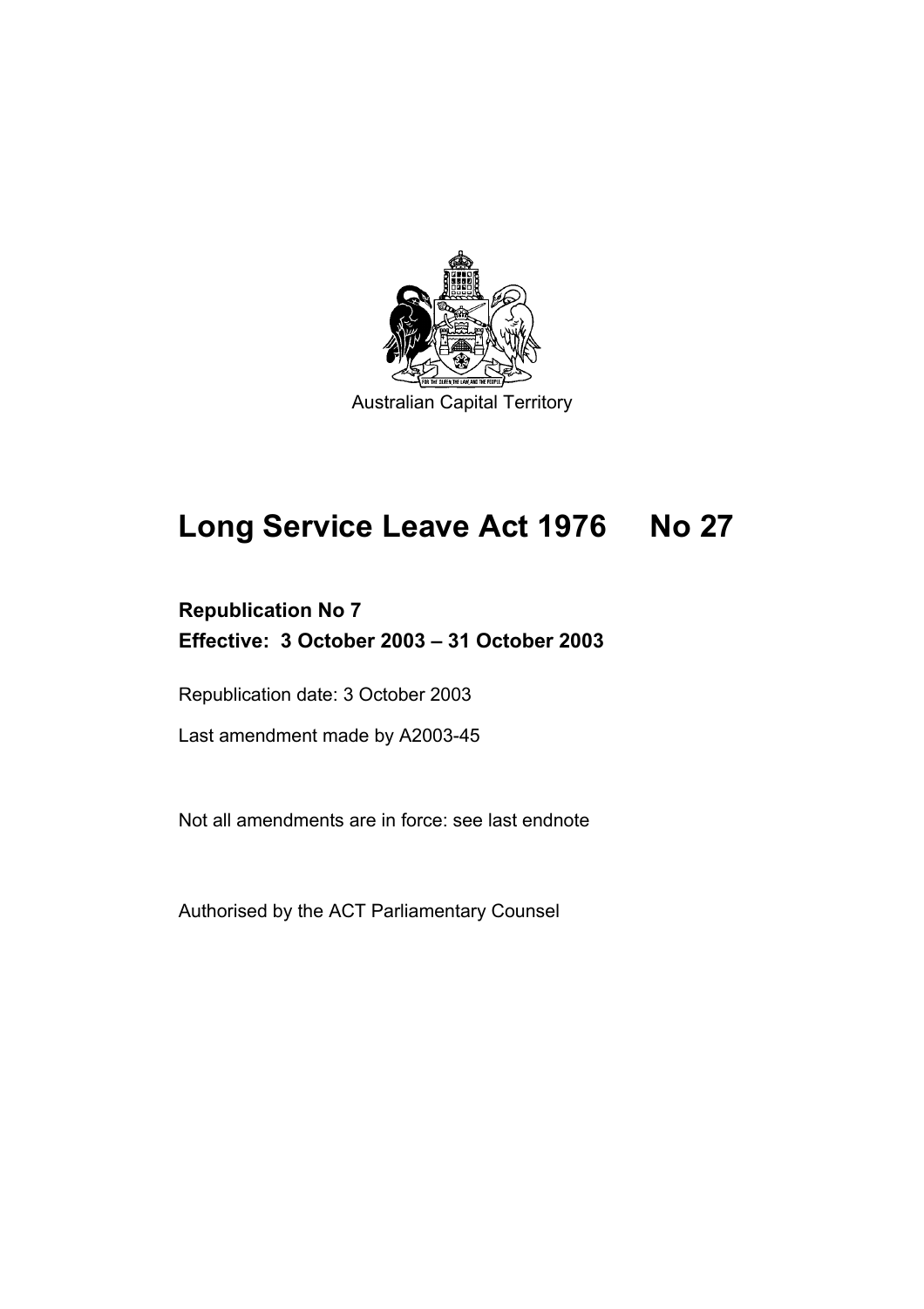Australian Capital Territory

# Long Service Leave Act 1976 No 27

**Republication No 7**
**Effective: 3 October 2003 – 31 October 2003**

Republication date: 3 October 2003

Last amendment made by A2003-45

Not all amendments are in force: see last endnote

Authorised by the ACT Parliamentary Counsel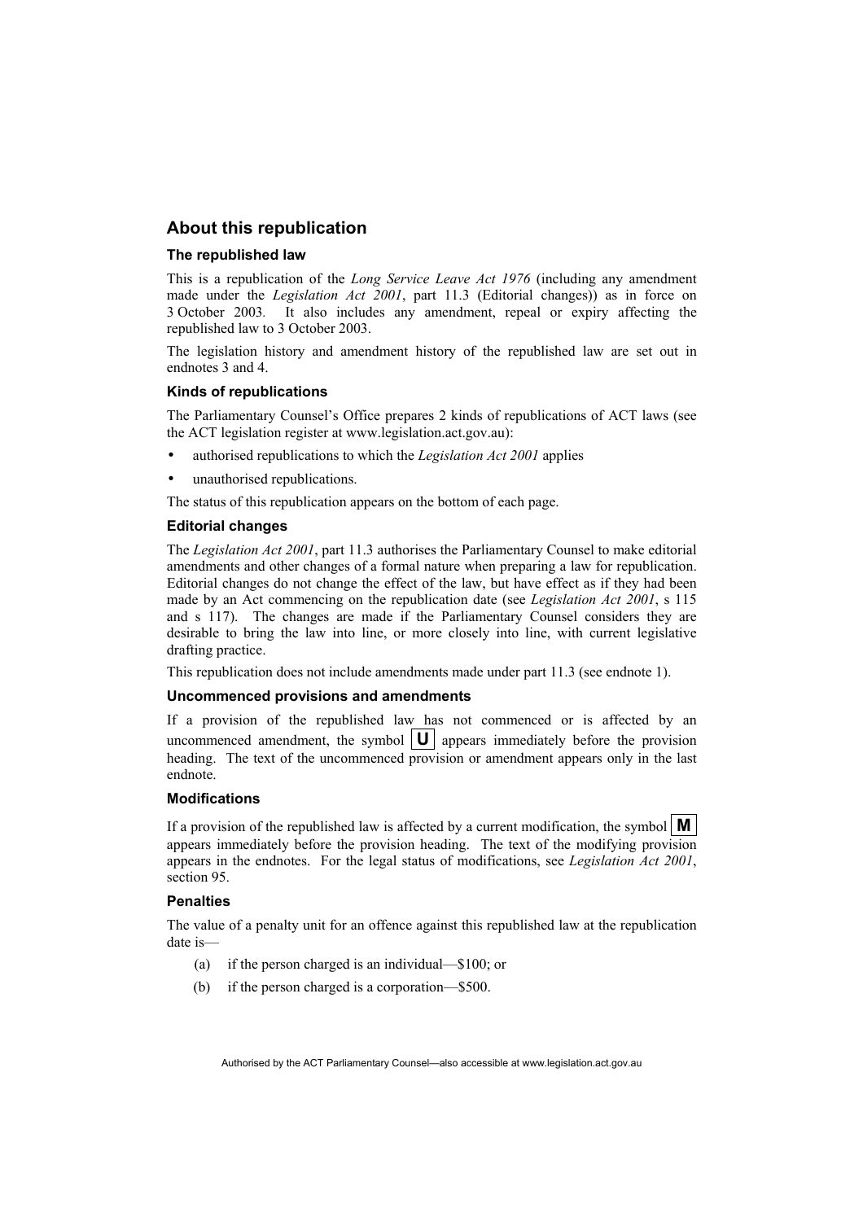## About this republication

### The republished law

This is a republication of the *Long Service Leave Act 1976* (including any amendment made under the *Legislation Act 2001*, part 11.3 (Editorial changes)) as in force on 3 October 2003. It also includes any amendment, repeal or expiry affecting the republished law to 3 October 2003.

The legislation history and amendment history of the republished law are set out in endnotes 3 and 4.

### Kinds of republications

The Parliamentary Counsel's Office prepares 2 kinds of republications of ACT laws (see the ACT legislation register at www.legislation.act.gov.au):

- authorised republications to which the *Legislation Act 2001* applies
- unauthorised republications.

The status of this republication appears on the bottom of each page.

### Editorial changes

The *Legislation Act 2001*, part 11.3 authorises the Parliamentary Counsel to make editorial amendments and other changes of a formal nature when preparing a law for republication. Editorial changes do not change the effect of the law, but have effect as if they had been made by an Act commencing on the republication date (see *Legislation Act 2001*, s 115 and s 117). The changes are made if the Parliamentary Counsel considers they are desirable to bring the law into line, or more closely into line, with current legislative drafting practice.

This republication does not include amendments made under part 11.3 (see endnote 1).

### Uncommenced provisions and amendments

If a provision of the republished law has not commenced or is affected by an uncommenced amendment, the symbol **U** appears immediately before the provision heading. The text of the uncommenced provision or amendment appears only in the last endnote.

### Modifications

If a provision of the republished law is affected by a current modification, the symbol **M** appears immediately before the provision heading. The text of the modifying provision appears in the endnotes. For the legal status of modifications, see *Legislation Act 2001*, section 95.

### Penalties

The value of a penalty unit for an offence against this republished law at the republication date is—

(a) if the person charged is an individual—$100; or

(b) if the person charged is a corporation—$500.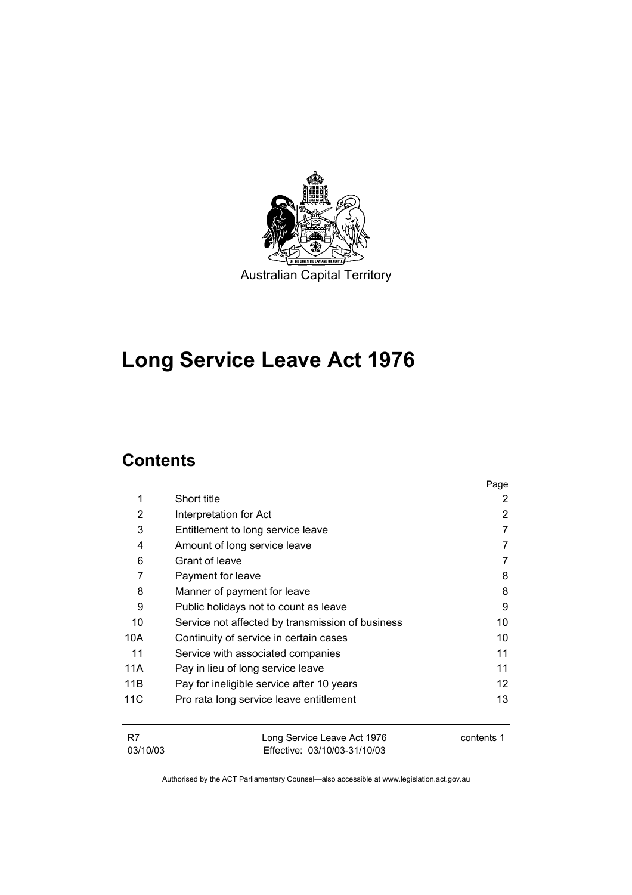Australian Capital Territory

# Long Service Leave Act 1976

## Contents

| | | Page |
|---|---|---|
| 1 | Short title | 2 |
| 2 | Interpretation for Act | 2 |
| 3 | Entitlement to long service leave | 7 |
| 4 | Amount of long service leave | 7 |
| 6 | Grant of leave | 7 |
| 7 | Payment for leave | 8 |
| 8 | Manner of payment for leave | 8 |
| 9 | Public holidays not to count as leave | 9 |
| 10 | Service not affected by transmission of business | 10 |
| 10A | Continuity of service in certain cases | 10 |
| 11 | Service with associated companies | 11 |
| 11A | Pay in lieu of long service leave | 11 |
| 11B | Pay for ineligible service after 10 years | 12 |
| 11C | Pro rata long service leave entitlement | 13 |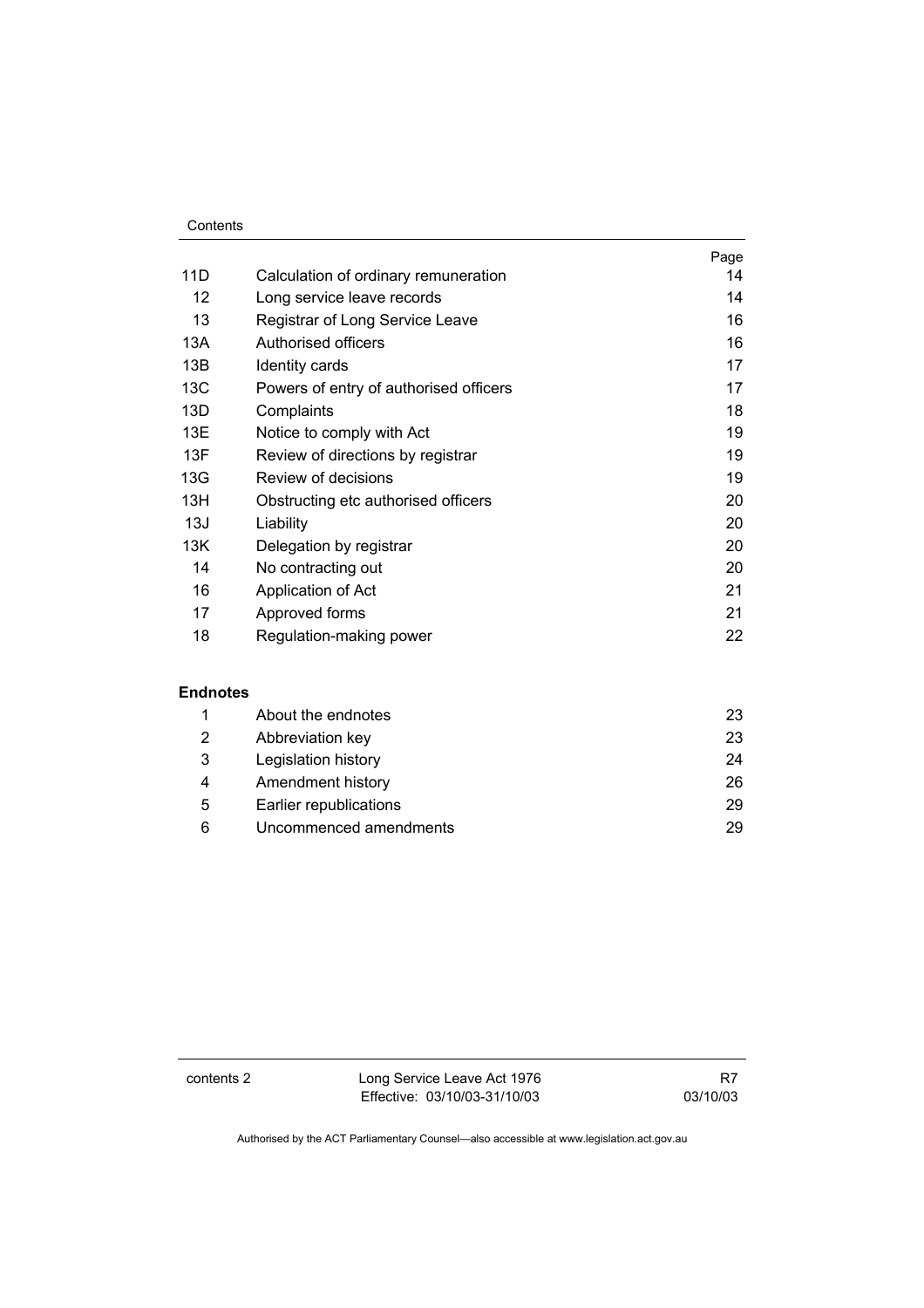| | | Page |
|---|---|---|
| 11D | Calculation of ordinary remuneration | 14 |
| 12 | Long service leave records | 14 |
| 13 | Registrar of Long Service Leave | 16 |
| 13A | Authorised officers | 16 |
| 13B | Identity cards | 17 |
| 13C | Powers of entry of authorised officers | 17 |
| 13D | Complaints | 18 |
| 13E | Notice to comply with Act | 19 |
| 13F | Review of directions by registrar | 19 |
| 13G | Review of decisions | 19 |
| 13H | Obstructing etc authorised officers | 20 |
| 13J | Liability | 20 |
| 13K | Delegation by registrar | 20 |
| 14 | No contracting out | 20 |
| 16 | Application of Act | 21 |
| 17 | Approved forms | 21 |
| 18 | Regulation-making power | 22 |

**Endnotes**

| | | |
|---|---|---|
| 1 | About the endnotes | 23 |
| 2 | Abbreviation key | 23 |
| 3 | Legislation history | 24 |
| 4 | Amendment history | 26 |
| 5 | Earlier republications | 29 |
| 6 | Uncommenced amendments | 29 |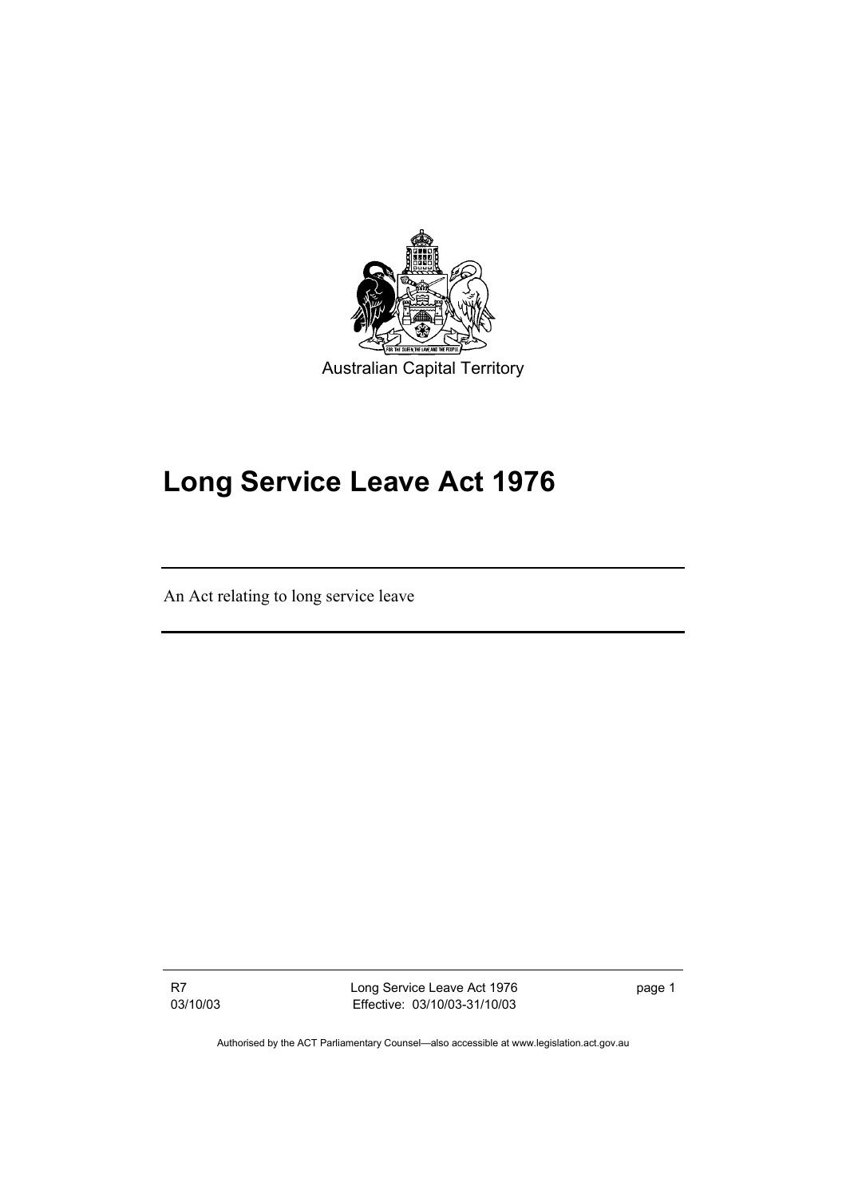Australian Capital Territory

# Long Service Leave Act 1976

An Act relating to long service leave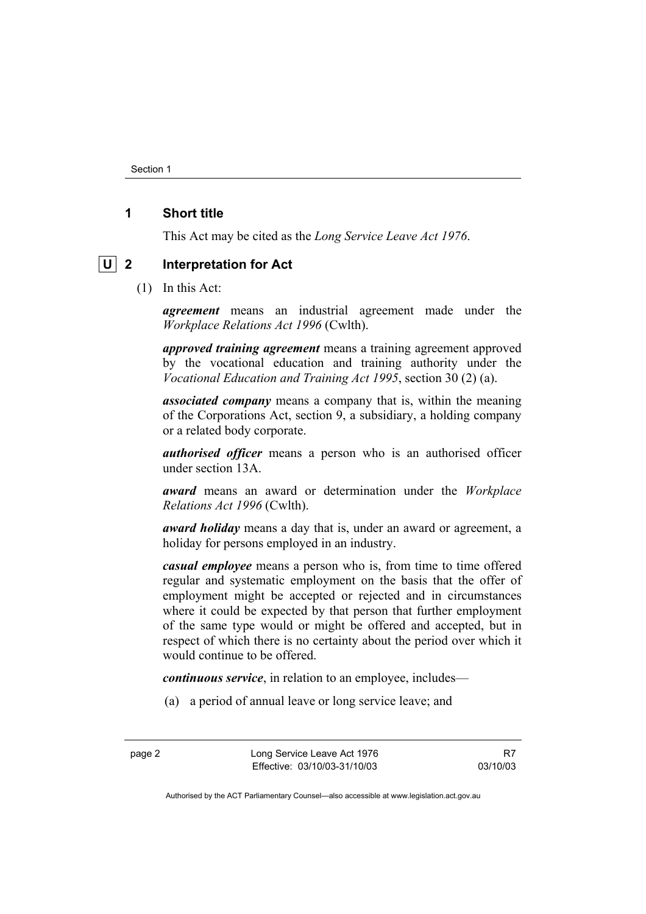## 1 Short title

This Act may be cited as the *Long Service Leave Act 1976*.

## U 2 Interpretation for Act

(1) In this Act:

***agreement*** means an industrial agreement made under the *Workplace Relations Act 1996* (Cwlth).

***approved training agreement*** means a training agreement approved by the vocational education and training authority under the *Vocational Education and Training Act 1995*, section 30 (2) (a).

***associated company*** means a company that is, within the meaning of the Corporations Act, section 9, a subsidiary, a holding company or a related body corporate.

***authorised officer*** means a person who is an authorised officer under section 13A.

***award*** means an award or determination under the *Workplace Relations Act 1996* (Cwlth).

***award holiday*** means a day that is, under an award or agreement, a holiday for persons employed in an industry.

***casual employee*** means a person who is, from time to time offered regular and systematic employment on the basis that the offer of employment might be accepted or rejected and in circumstances where it could be expected by that person that further employment of the same type would or might be offered and accepted, but in respect of which there is no certainty about the period over which it would continue to be offered.

***continuous service***, in relation to an employee, includes—

(a) a period of annual leave or long service leave; and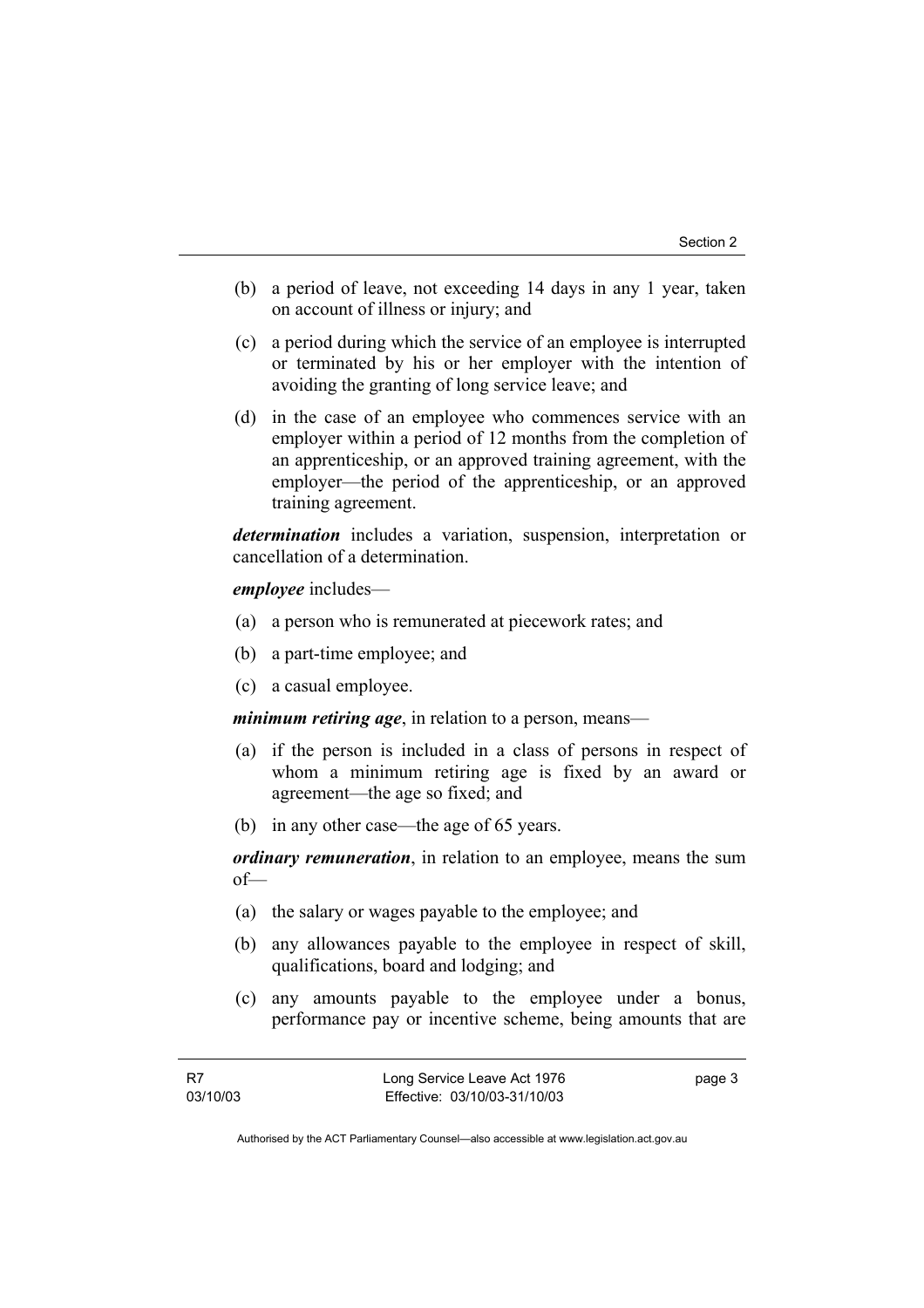(b) a period of leave, not exceeding 14 days in any 1 year, taken on account of illness or injury; and

(c) a period during which the service of an employee is interrupted or terminated by his or her employer with the intention of avoiding the granting of long service leave; and

(d) in the case of an employee who commences service with an employer within a period of 12 months from the completion of an apprenticeship, or an approved training agreement, with the employer—the period of the apprenticeship, or an approved training agreement.

***determination*** includes a variation, suspension, interpretation or cancellation of a determination.

***employee*** includes—

(a) a person who is remunerated at piecework rates; and

(b) a part-time employee; and

(c) a casual employee.

***minimum retiring age***, in relation to a person, means—

(a) if the person is included in a class of persons in respect of whom a minimum retiring age is fixed by an award or agreement—the age so fixed; and

(b) in any other case—the age of 65 years.

***ordinary remuneration***, in relation to an employee, means the sum of—

(a) the salary or wages payable to the employee; and

(b) any allowances payable to the employee in respect of skill, qualifications, board and lodging; and

(c) any amounts payable to the employee under a bonus, performance pay or incentive scheme, being amounts that are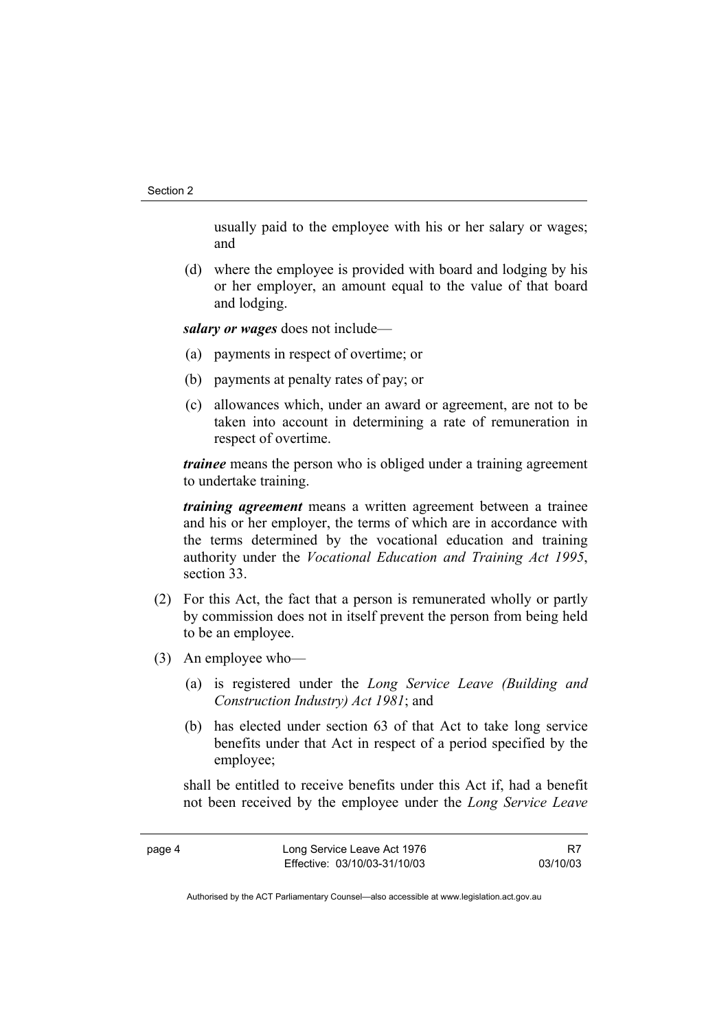usually paid to the employee with his or her salary or wages; and

(d) where the employee is provided with board and lodging by his or her employer, an amount equal to the value of that board and lodging.

***salary or wages*** does not include—

(a) payments in respect of overtime; or

(b) payments at penalty rates of pay; or

(c) allowances which, under an award or agreement, are not to be taken into account in determining a rate of remuneration in respect of overtime.

***trainee*** means the person who is obliged under a training agreement to undertake training.

***training agreement*** means a written agreement between a trainee and his or her employer, the terms of which are in accordance with the terms determined by the vocational education and training authority under the *Vocational Education and Training Act 1995*, section 33.

(2) For this Act, the fact that a person is remunerated wholly or partly by commission does not in itself prevent the person from being held to be an employee.

(3) An employee who—

(a) is registered under the *Long Service Leave (Building and Construction Industry) Act 1981*; and

(b) has elected under section 63 of that Act to take long service benefits under that Act in respect of a period specified by the employee;

shall be entitled to receive benefits under this Act if, had a benefit not been received by the employee under the *Long Service Leave*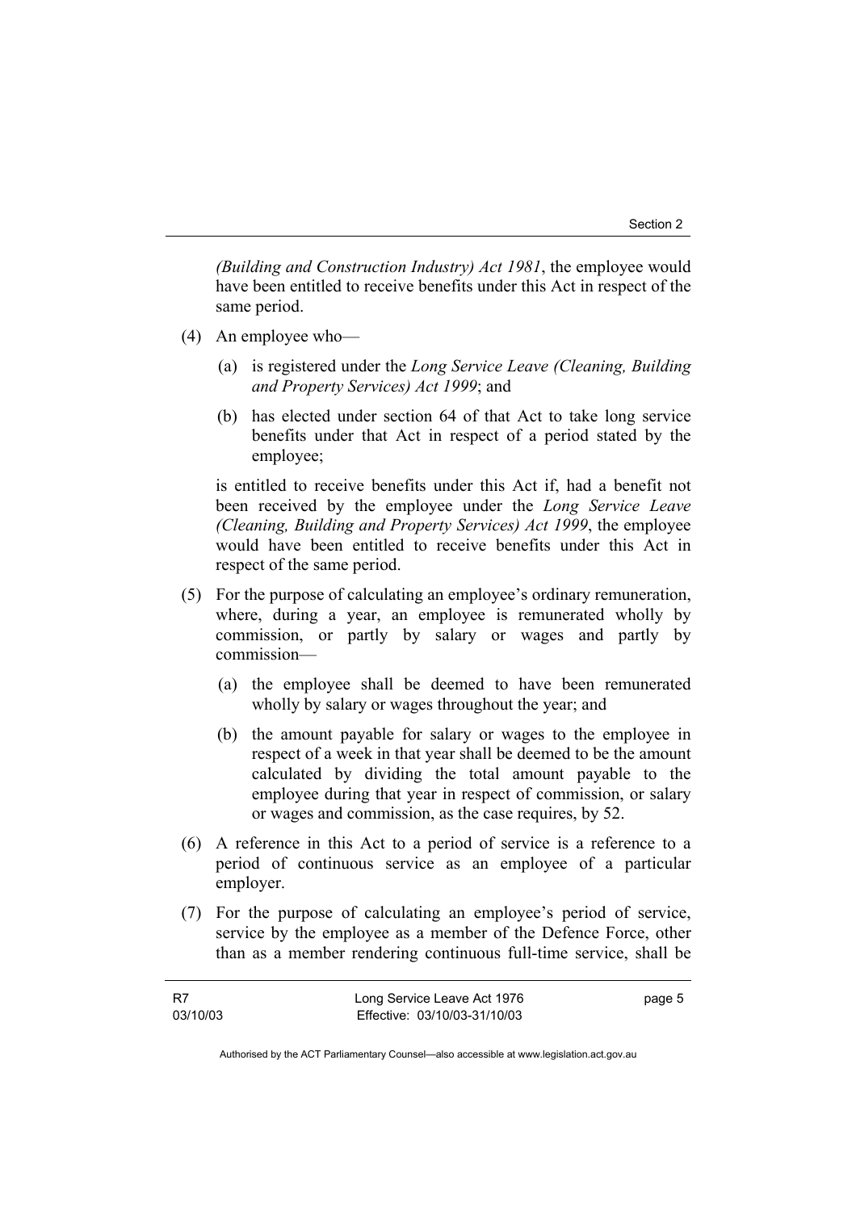*(Building and Construction Industry) Act 1981*, the employee would have been entitled to receive benefits under this Act in respect of the same period.

(4) An employee who—

(a) is registered under the *Long Service Leave (Cleaning, Building and Property Services) Act 1999*; and

(b) has elected under section 64 of that Act to take long service benefits under that Act in respect of a period stated by the employee;

is entitled to receive benefits under this Act if, had a benefit not been received by the employee under the *Long Service Leave (Cleaning, Building and Property Services) Act 1999*, the employee would have been entitled to receive benefits under this Act in respect of the same period.

(5) For the purpose of calculating an employee's ordinary remuneration, where, during a year, an employee is remunerated wholly by commission, or partly by salary or wages and partly by commission—

(a) the employee shall be deemed to have been remunerated wholly by salary or wages throughout the year; and

(b) the amount payable for salary or wages to the employee in respect of a week in that year shall be deemed to be the amount calculated by dividing the total amount payable to the employee during that year in respect of commission, or salary or wages and commission, as the case requires, by 52.

(6) A reference in this Act to a period of service is a reference to a period of continuous service as an employee of a particular employer.

(7) For the purpose of calculating an employee's period of service, service by the employee as a member of the Defence Force, other than as a member rendering continuous full-time service, shall be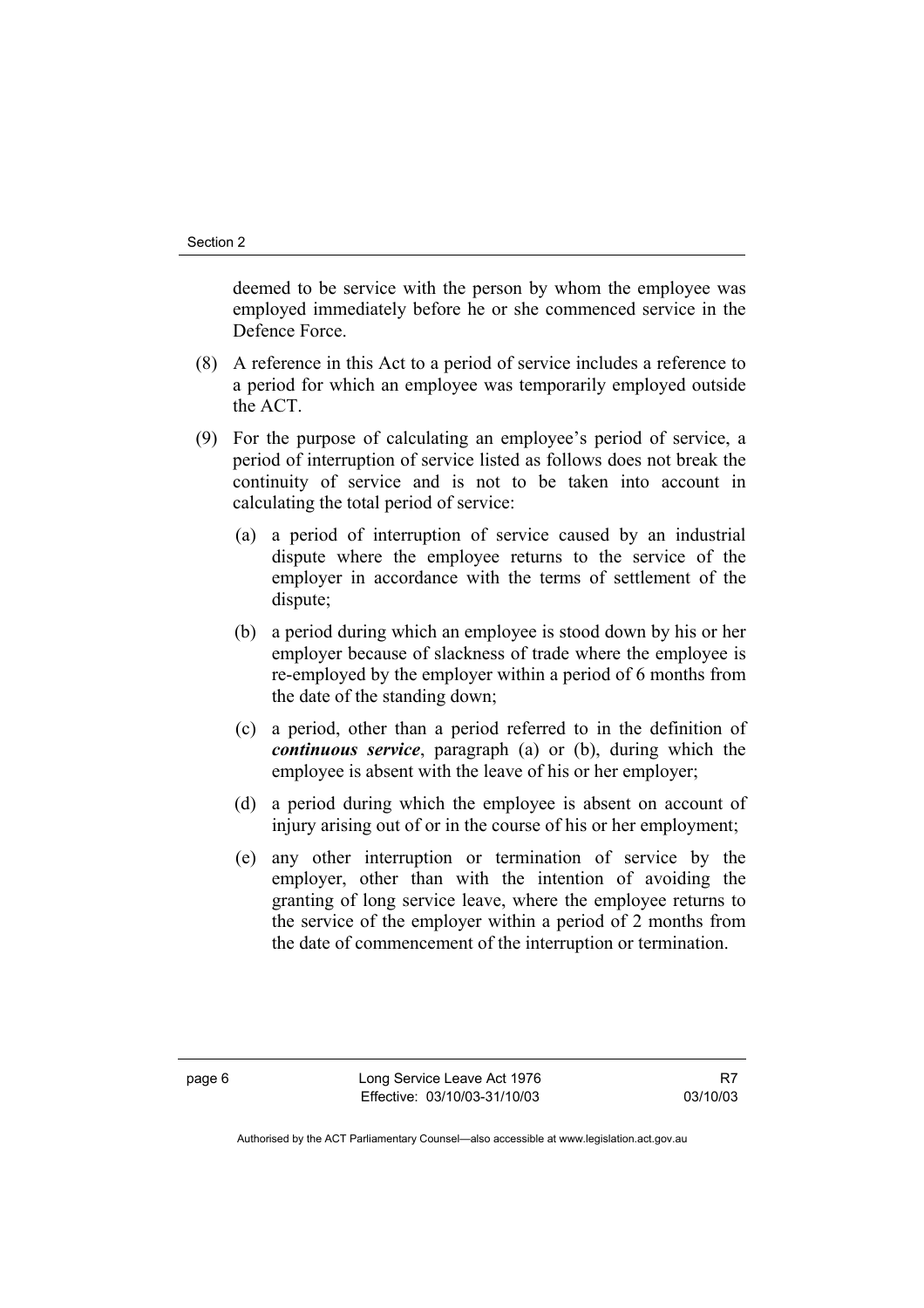deemed to be service with the person by whom the employee was employed immediately before he or she commenced service in the Defence Force.

(8) A reference in this Act to a period of service includes a reference to a period for which an employee was temporarily employed outside the ACT.

(9) For the purpose of calculating an employee's period of service, a period of interruption of service listed as follows does not break the continuity of service and is not to be taken into account in calculating the total period of service:

(a) a period of interruption of service caused by an industrial dispute where the employee returns to the service of the employer in accordance with the terms of settlement of the dispute;

(b) a period during which an employee is stood down by his or her employer because of slackness of trade where the employee is re-employed by the employer within a period of 6 months from the date of the standing down;

(c) a period, other than a period referred to in the definition of ***continuous service***, paragraph (a) or (b), during which the employee is absent with the leave of his or her employer;

(d) a period during which the employee is absent on account of injury arising out of or in the course of his or her employment;

(e) any other interruption or termination of service by the employer, other than with the intention of avoiding the granting of long service leave, where the employee returns to the service of the employer within a period of 2 months from the date of commencement of the interruption or termination.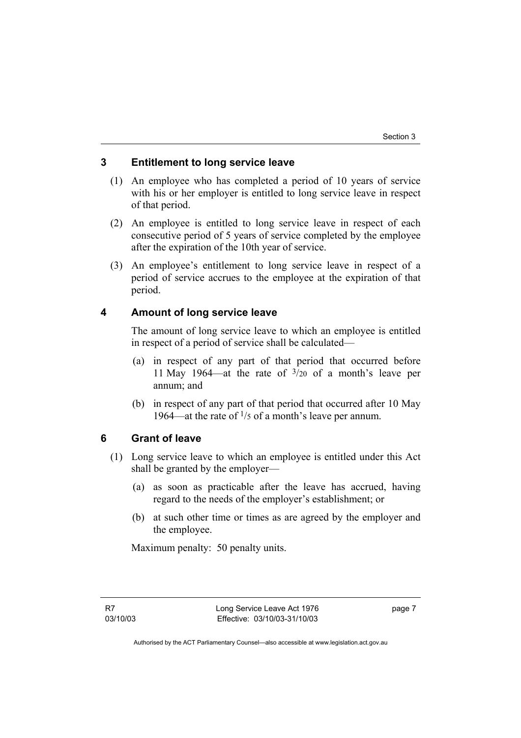## 3 Entitlement to long service leave

(1) An employee who has completed a period of 10 years of service with his or her employer is entitled to long service leave in respect of that period.

(2) An employee is entitled to long service leave in respect of each consecutive period of 5 years of service completed by the employee after the expiration of the 10th year of service.

(3) An employee's entitlement to long service leave in respect of a period of service accrues to the employee at the expiration of that period.

## 4 Amount of long service leave

The amount of long service leave to which an employee is entitled in respect of a period of service shall be calculated—

(a) in respect of any part of that period that occurred before 11 May 1964—at the rate of $3/20$ of a month's leave per annum; and

(b) in respect of any part of that period that occurred after 10 May 1964—at the rate of $1/5$ of a month's leave per annum.

## 6 Grant of leave

(1) Long service leave to which an employee is entitled under this Act shall be granted by the employer—

(a) as soon as practicable after the leave has accrued, having regard to the needs of the employer's establishment; or

(b) at such other time or times as are agreed by the employer and the employee.

Maximum penalty: 50 penalty units.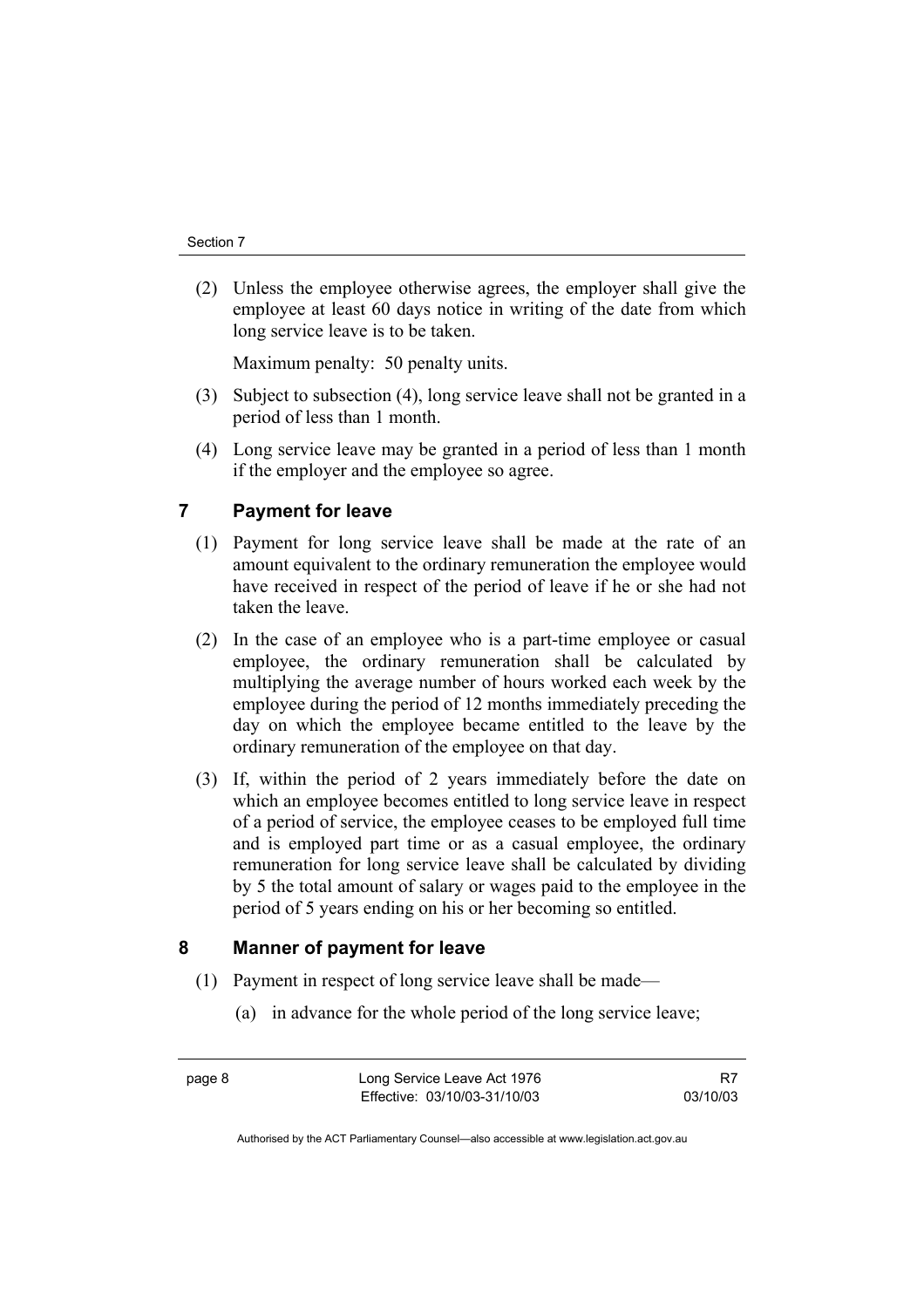(2) Unless the employee otherwise agrees, the employer shall give the employee at least 60 days notice in writing of the date from which long service leave is to be taken.

Maximum penalty: 50 penalty units.

(3) Subject to subsection (4), long service leave shall not be granted in a period of less than 1 month.

(4) Long service leave may be granted in a period of less than 1 month if the employer and the employee so agree.

## 7 Payment for leave

(1) Payment for long service leave shall be made at the rate of an amount equivalent to the ordinary remuneration the employee would have received in respect of the period of leave if he or she had not taken the leave.

(2) In the case of an employee who is a part-time employee or casual employee, the ordinary remuneration shall be calculated by multiplying the average number of hours worked each week by the employee during the period of 12 months immediately preceding the day on which the employee became entitled to the leave by the ordinary remuneration of the employee on that day.

(3) If, within the period of 2 years immediately before the date on which an employee becomes entitled to long service leave in respect of a period of service, the employee ceases to be employed full time and is employed part time or as a casual employee, the ordinary remuneration for long service leave shall be calculated by dividing by 5 the total amount of salary or wages paid to the employee in the period of 5 years ending on his or her becoming so entitled.

## 8 Manner of payment for leave

(1) Payment in respect of long service leave shall be made—

(a) in advance for the whole period of the long service leave;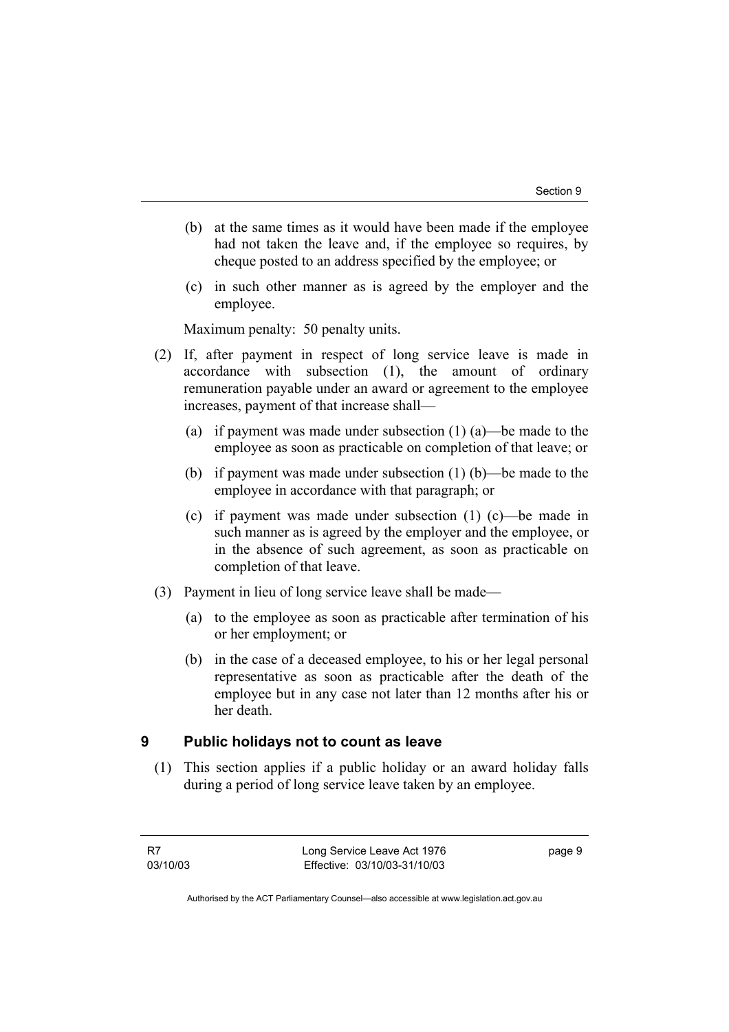(b) at the same times as it would have been made if the employee had not taken the leave and, if the employee so requires, by cheque posted to an address specified by the employee; or

(c) in such other manner as is agreed by the employer and the employee.

Maximum penalty: 50 penalty units.

(2) If, after payment in respect of long service leave is made in accordance with subsection (1), the amount of ordinary remuneration payable under an award or agreement to the employee increases, payment of that increase shall—

(a) if payment was made under subsection (1) (a)—be made to the employee as soon as practicable on completion of that leave; or

(b) if payment was made under subsection (1) (b)—be made to the employee in accordance with that paragraph; or

(c) if payment was made under subsection (1) (c)—be made in such manner as is agreed by the employer and the employee, or in the absence of such agreement, as soon as practicable on completion of that leave.

(3) Payment in lieu of long service leave shall be made—

(a) to the employee as soon as practicable after termination of his or her employment; or

(b) in the case of a deceased employee, to his or her legal personal representative as soon as practicable after the death of the employee but in any case not later than 12 months after his or her death.

## 9 Public holidays not to count as leave

(1) This section applies if a public holiday or an award holiday falls during a period of long service leave taken by an employee.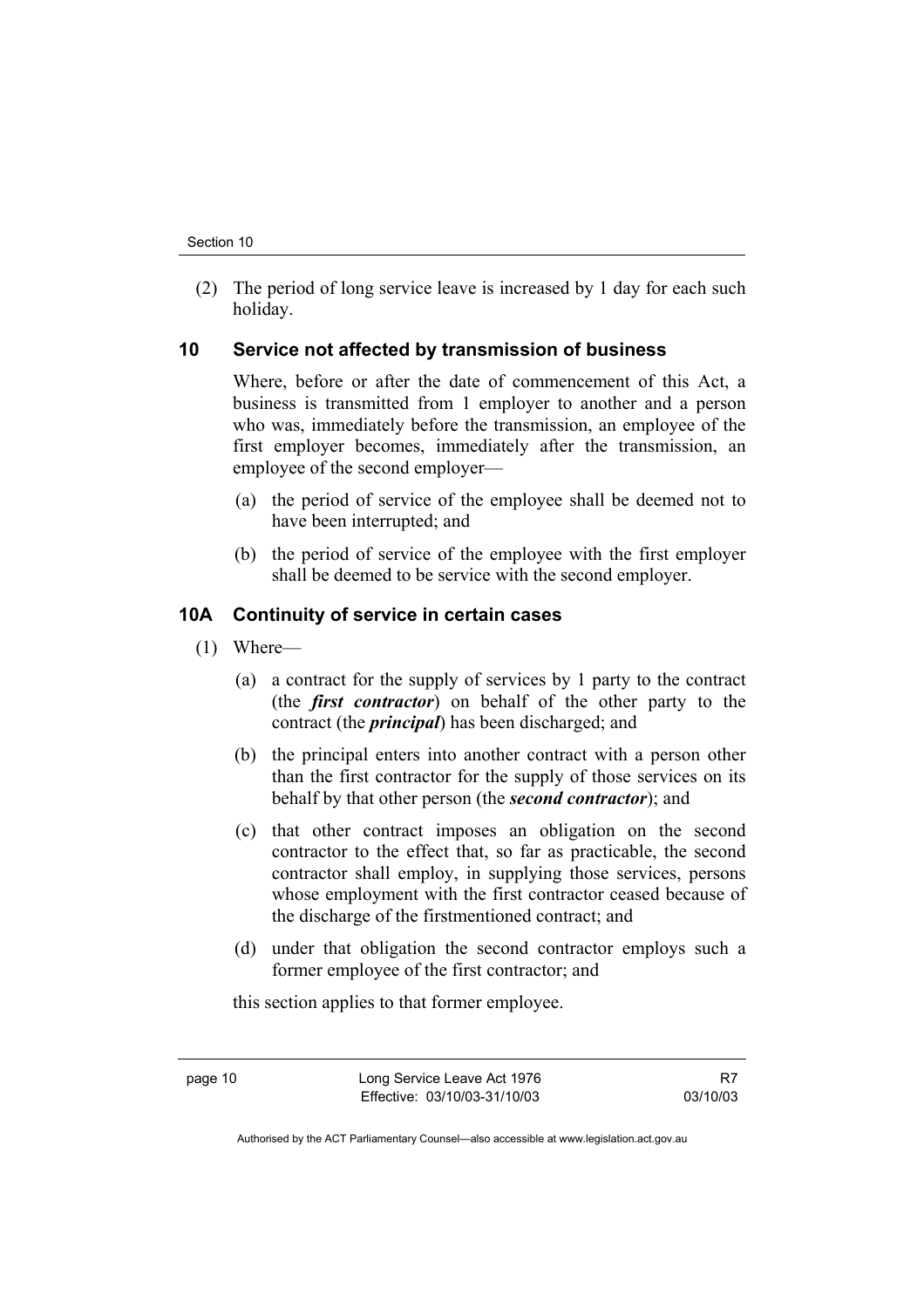(2) The period of long service leave is increased by 1 day for each such holiday.

## 10 Service not affected by transmission of business

Where, before or after the date of commencement of this Act, a business is transmitted from 1 employer to another and a person who was, immediately before the transmission, an employee of the first employer becomes, immediately after the transmission, an employee of the second employer—

(a) the period of service of the employee shall be deemed not to have been interrupted; and

(b) the period of service of the employee with the first employer shall be deemed to be service with the second employer.

## 10A Continuity of service in certain cases

(1) Where—

(a) a contract for the supply of services by 1 party to the contract (the ***first contractor***) on behalf of the other party to the contract (the ***principal***) has been discharged; and

(b) the principal enters into another contract with a person other than the first contractor for the supply of those services on its behalf by that other person (the ***second contractor***); and

(c) that other contract imposes an obligation on the second contractor to the effect that, so far as practicable, the second contractor shall employ, in supplying those services, persons whose employment with the first contractor ceased because of the discharge of the firstmentioned contract; and

(d) under that obligation the second contractor employs such a former employee of the first contractor; and

this section applies to that former employee.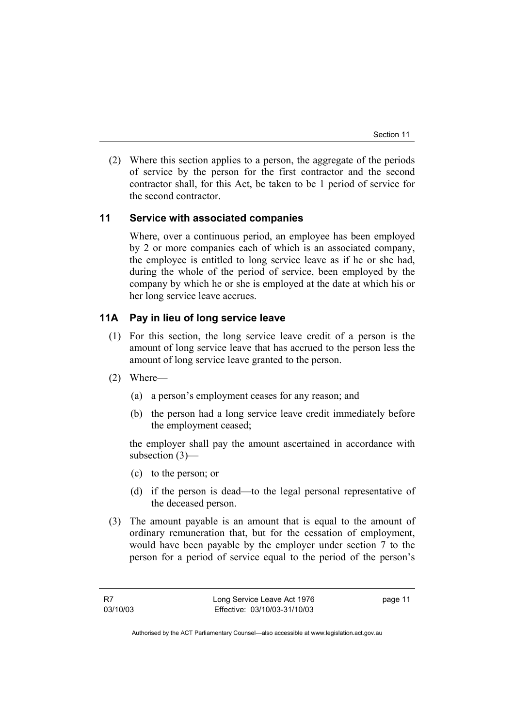(2) Where this section applies to a person, the aggregate of the periods of service by the person for the first contractor and the second contractor shall, for this Act, be taken to be 1 period of service for the second contractor.

## 11 Service with associated companies

Where, over a continuous period, an employee has been employed by 2 or more companies each of which is an associated company, the employee is entitled to long service leave as if he or she had, during the whole of the period of service, been employed by the company by which he or she is employed at the date at which his or her long service leave accrues.

## 11A Pay in lieu of long service leave

(1) For this section, the long service leave credit of a person is the amount of long service leave that has accrued to the person less the amount of long service leave granted to the person.

(2) Where—

(a) a person's employment ceases for any reason; and

(b) the person had a long service leave credit immediately before the employment ceased;

the employer shall pay the amount ascertained in accordance with subsection (3)—

(c) to the person; or

(d) if the person is dead—to the legal personal representative of the deceased person.

(3) The amount payable is an amount that is equal to the amount of ordinary remuneration that, but for the cessation of employment, would have been payable by the employer under section 7 to the person for a period of service equal to the period of the person's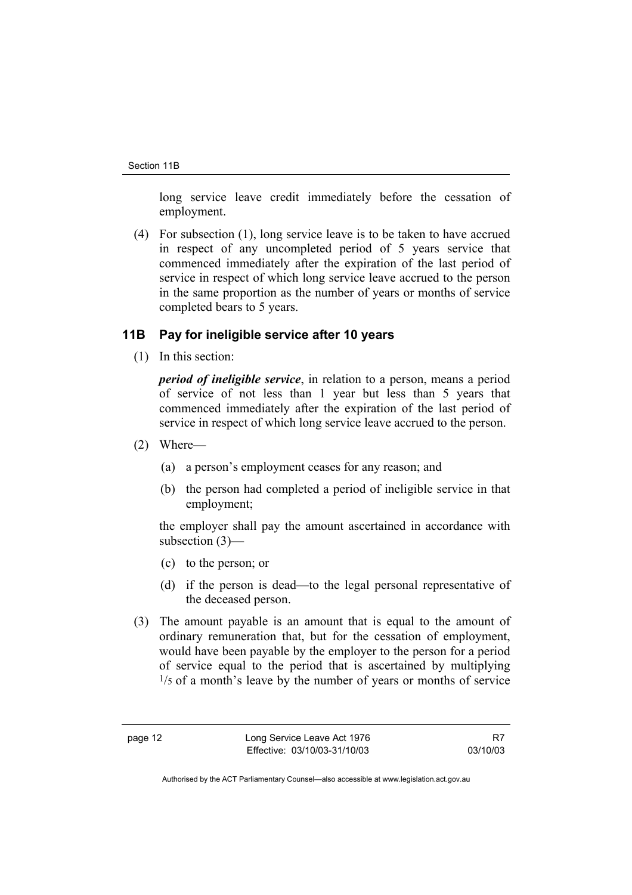long service leave credit immediately before the cessation of employment.

(4) For subsection (1), long service leave is to be taken to have accrued in respect of any uncompleted period of 5 years service that commenced immediately after the expiration of the last period of service in respect of which long service leave accrued to the person in the same proportion as the number of years or months of service completed bears to 5 years.

### 11B Pay for ineligible service after 10 years

(1) In this section:

***period of ineligible service***, in relation to a person, means a period of service of not less than 1 year but less than 5 years that commenced immediately after the expiration of the last period of service in respect of which long service leave accrued to the person.

(2) Where—

(a) a person's employment ceases for any reason; and

(b) the person had completed a period of ineligible service in that employment;

the employer shall pay the amount ascertained in accordance with subsection (3)—

(c) to the person; or

(d) if the person is dead—to the legal personal representative of the deceased person.

(3) The amount payable is an amount that is equal to the amount of ordinary remuneration that, but for the cessation of employment, would have been payable by the employer to the person for a period of service equal to the period that is ascertained by multiplying $^{1}/_{5}$ of a month's leave by the number of years or months of service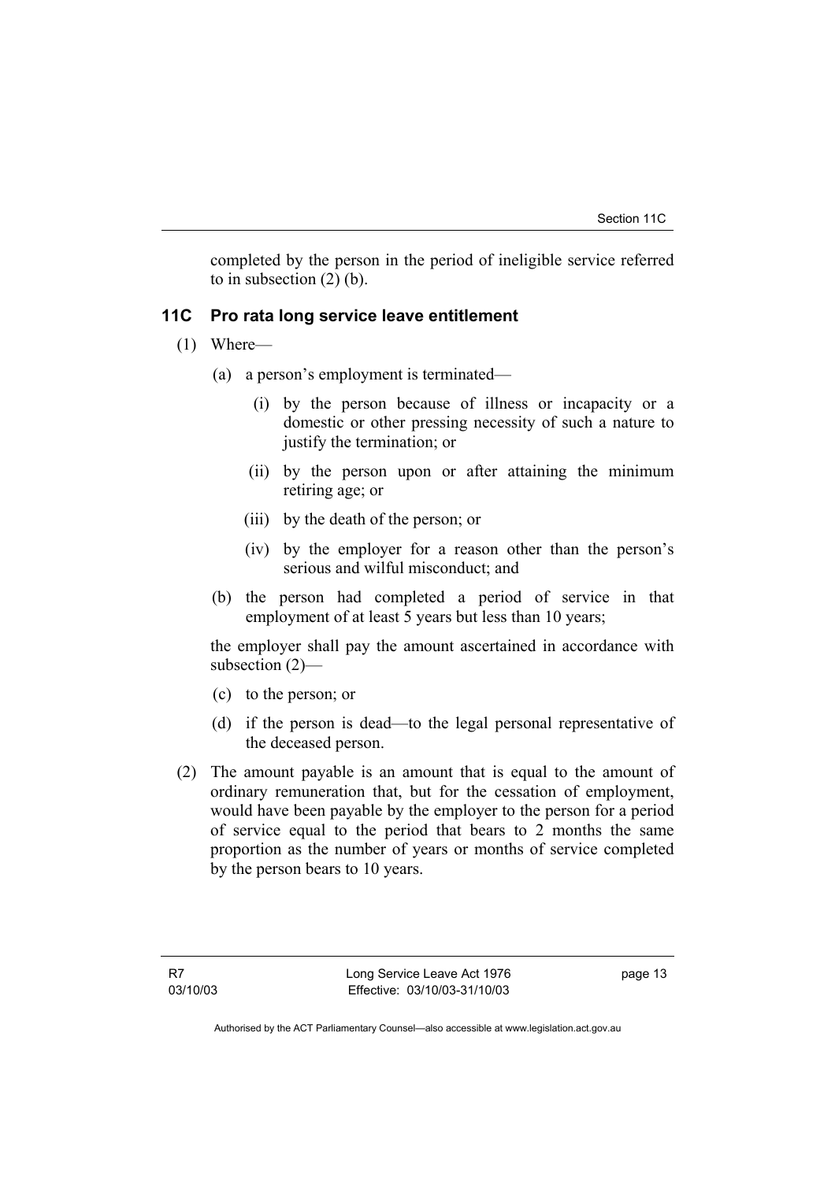completed by the person in the period of ineligible service referred to in subsection (2) (b).

### 11C Pro rata long service leave entitlement

(1) Where—

(a) a person's employment is terminated—

(i) by the person because of illness or incapacity or a domestic or other pressing necessity of such a nature to justify the termination; or

(ii) by the person upon or after attaining the minimum retiring age; or

(iii) by the death of the person; or

(iv) by the employer for a reason other than the person's serious and wilful misconduct; and

(b) the person had completed a period of service in that employment of at least 5 years but less than 10 years;

the employer shall pay the amount ascertained in accordance with subsection (2)—

(c) to the person; or

(d) if the person is dead—to the legal personal representative of the deceased person.

(2) The amount payable is an amount that is equal to the amount of ordinary remuneration that, but for the cessation of employment, would have been payable by the employer to the person for a period of service equal to the period that bears to 2 months the same proportion as the number of years or months of service completed by the person bears to 10 years.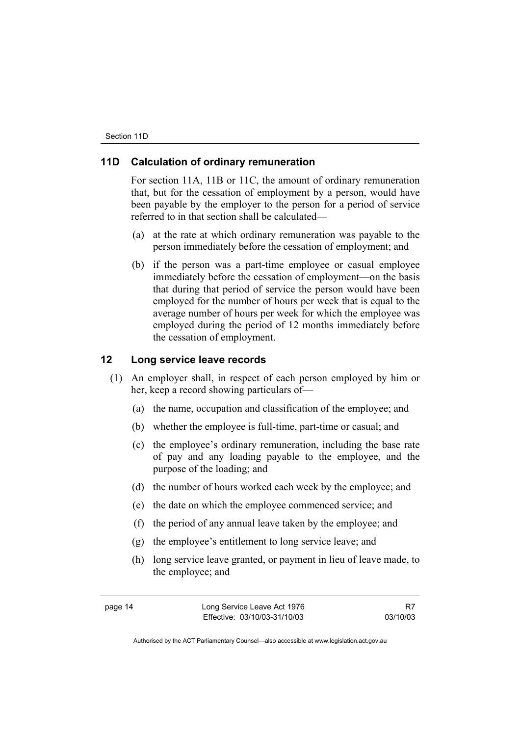## 11D Calculation of ordinary remuneration

For section 11A, 11B or 11C, the amount of ordinary remuneration that, but for the cessation of employment by a person, would have been payable by the employer to the person for a period of service referred to in that section shall be calculated—

(a) at the rate at which ordinary remuneration was payable to the person immediately before the cessation of employment; and

(b) if the person was a part-time employee or casual employee immediately before the cessation of employment—on the basis that during that period of service the person would have been employed for the number of hours per week that is equal to the average number of hours per week for which the employee was employed during the period of 12 months immediately before the cessation of employment.

## 12 Long service leave records

(1) An employer shall, in respect of each person employed by him or her, keep a record showing particulars of—

(a) the name, occupation and classification of the employee; and

(b) whether the employee is full-time, part-time or casual; and

(c) the employee's ordinary remuneration, including the base rate of pay and any loading payable to the employee, and the purpose of the loading; and

(d) the number of hours worked each week by the employee; and

(e) the date on which the employee commenced service; and

(f) the period of any annual leave taken by the employee; and

(g) the employee's entitlement to long service leave; and

(h) long service leave granted, or payment in lieu of leave made, to the employee; and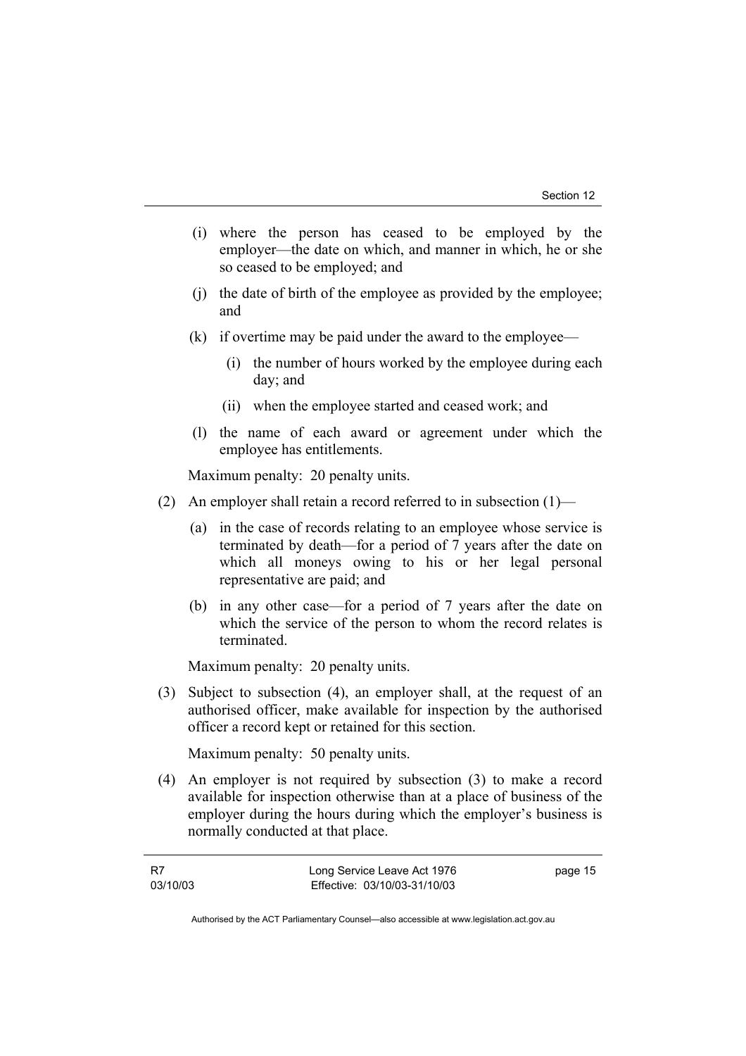(i) where the person has ceased to be employed by the employer—the date on which, and manner in which, he or she so ceased to be employed; and

(j) the date of birth of the employee as provided by the employee; and

(k) if overtime may be paid under the award to the employee—

  (i) the number of hours worked by the employee during each day; and

  (ii) when the employee started and ceased work; and

(l) the name of each award or agreement under which the employee has entitlements.

Maximum penalty: 20 penalty units.

(2) An employer shall retain a record referred to in subsection (1)—

  (a) in the case of records relating to an employee whose service is terminated by death—for a period of 7 years after the date on which all moneys owing to his or her legal personal representative are paid; and

  (b) in any other case—for a period of 7 years after the date on which the service of the person to whom the record relates is terminated.

Maximum penalty: 20 penalty units.

(3) Subject to subsection (4), an employer shall, at the request of an authorised officer, make available for inspection by the authorised officer a record kept or retained for this section.

Maximum penalty: 50 penalty units.

(4) An employer is not required by subsection (3) to make a record available for inspection otherwise than at a place of business of the employer during the hours during which the employer's business is normally conducted at that place.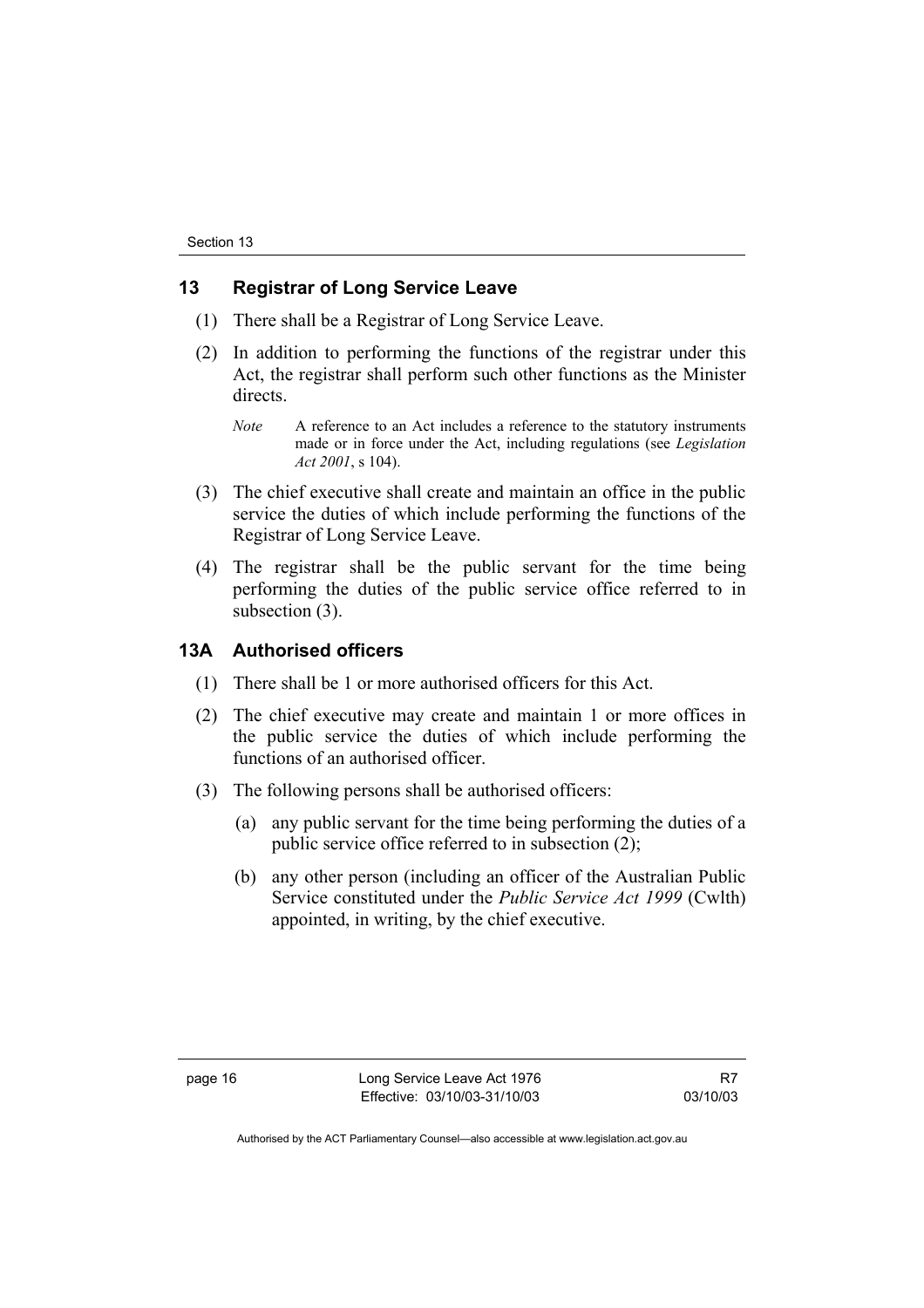## 13 Registrar of Long Service Leave

(1) There shall be a Registrar of Long Service Leave.

(2) In addition to performing the functions of the registrar under this Act, the registrar shall perform such other functions as the Minister directs.

*Note* A reference to an Act includes a reference to the statutory instruments made or in force under the Act, including regulations (see *Legislation Act 2001*, s 104).

(3) The chief executive shall create and maintain an office in the public service the duties of which include performing the functions of the Registrar of Long Service Leave.

(4) The registrar shall be the public servant for the time being performing the duties of the public service office referred to in subsection (3).

## 13A Authorised officers

(1) There shall be 1 or more authorised officers for this Act.

(2) The chief executive may create and maintain 1 or more offices in the public service the duties of which include performing the functions of an authorised officer.

(3) The following persons shall be authorised officers:

(a) any public servant for the time being performing the duties of a public service office referred to in subsection (2);

(b) any other person (including an officer of the Australian Public Service constituted under the *Public Service Act 1999* (Cwlth) appointed, in writing, by the chief executive.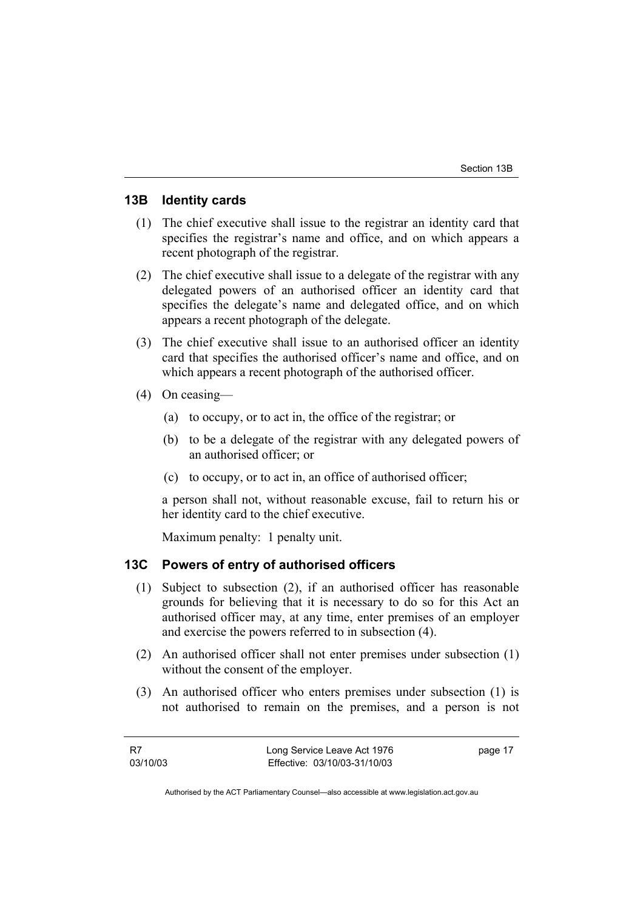### 13B Identity cards

(1) The chief executive shall issue to the registrar an identity card that specifies the registrar's name and office, and on which appears a recent photograph of the registrar.

(2) The chief executive shall issue to a delegate of the registrar with any delegated powers of an authorised officer an identity card that specifies the delegate's name and delegated office, and on which appears a recent photograph of the delegate.

(3) The chief executive shall issue to an authorised officer an identity card that specifies the authorised officer's name and office, and on which appears a recent photograph of the authorised officer.

(4) On ceasing—

(a) to occupy, or to act in, the office of the registrar; or

(b) to be a delegate of the registrar with any delegated powers of an authorised officer; or

(c) to occupy, or to act in, an office of authorised officer;

a person shall not, without reasonable excuse, fail to return his or her identity card to the chief executive.

Maximum penalty: 1 penalty unit.

### 13C Powers of entry of authorised officers

(1) Subject to subsection (2), if an authorised officer has reasonable grounds for believing that it is necessary to do so for this Act an authorised officer may, at any time, enter premises of an employer and exercise the powers referred to in subsection (4).

(2) An authorised officer shall not enter premises under subsection (1) without the consent of the employer.

(3) An authorised officer who enters premises under subsection (1) is not authorised to remain on the premises, and a person is not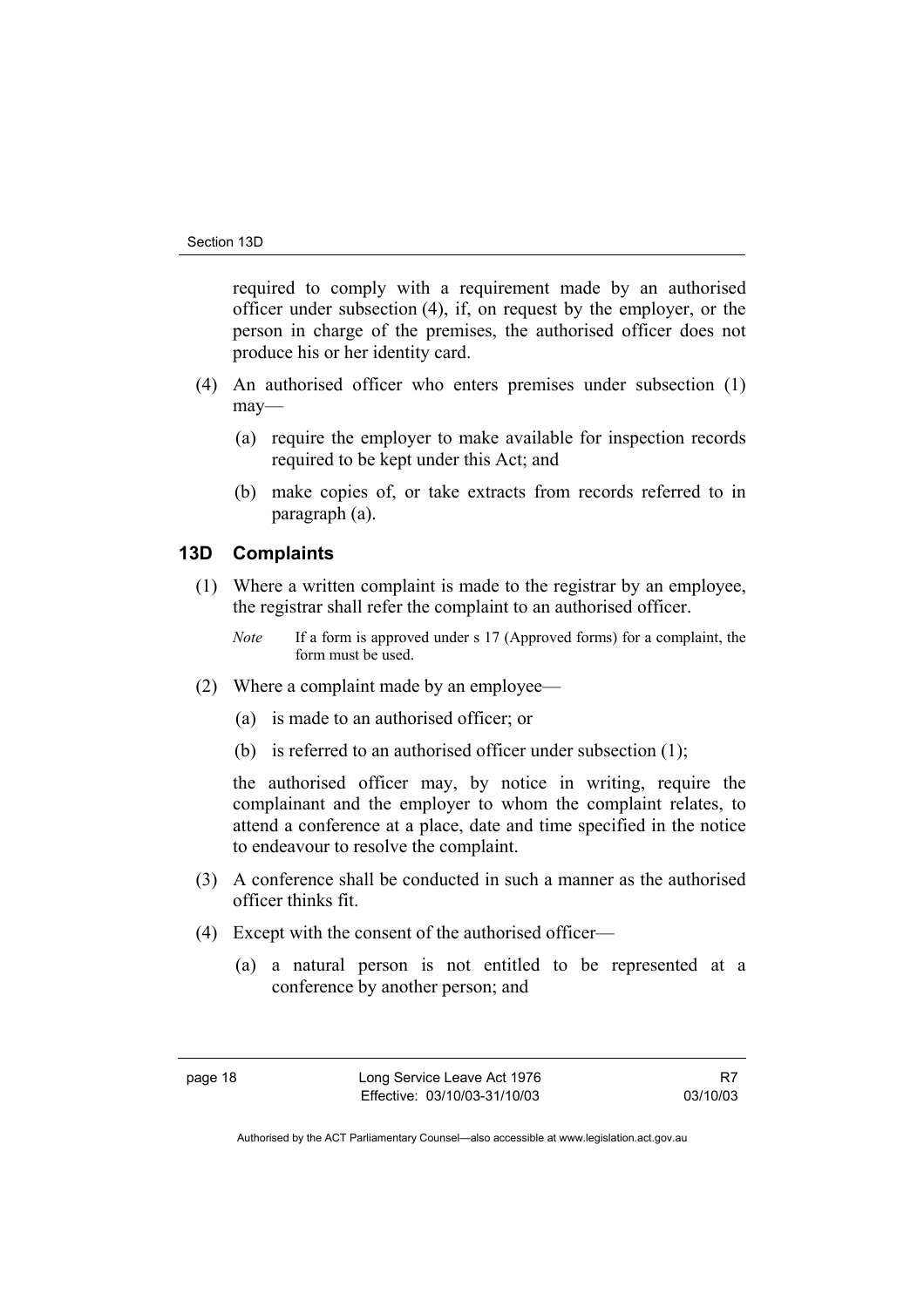required to comply with a requirement made by an authorised officer under subsection (4), if, on request by the employer, or the person in charge of the premises, the authorised officer does not produce his or her identity card.

(4) An authorised officer who enters premises under subsection (1) may—

(a) require the employer to make available for inspection records required to be kept under this Act; and

(b) make copies of, or take extracts from records referred to in paragraph (a).

## 13D Complaints

(1) Where a written complaint is made to the registrar by an employee, the registrar shall refer the complaint to an authorised officer.

*Note* If a form is approved under s 17 (Approved forms) for a complaint, the form must be used.

(2) Where a complaint made by an employee—

(a) is made to an authorised officer; or

(b) is referred to an authorised officer under subsection (1);

the authorised officer may, by notice in writing, require the complainant and the employer to whom the complaint relates, to attend a conference at a place, date and time specified in the notice to endeavour to resolve the complaint.

(3) A conference shall be conducted in such a manner as the authorised officer thinks fit.

(4) Except with the consent of the authorised officer—

(a) a natural person is not entitled to be represented at a conference by another person; and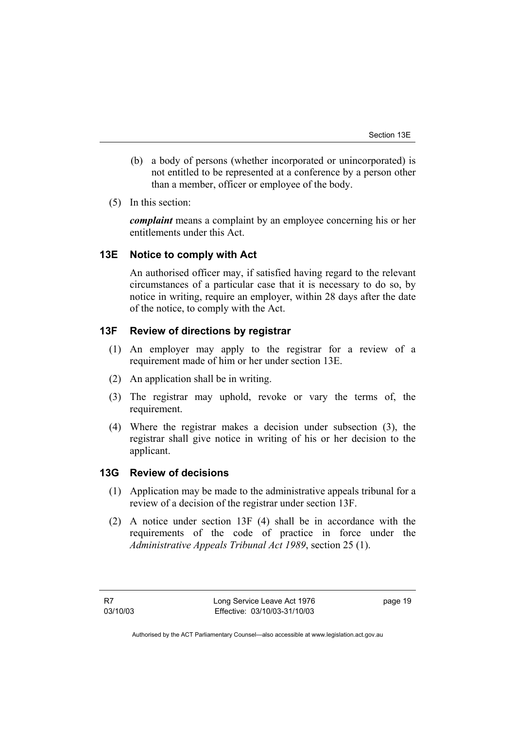(b) a body of persons (whether incorporated or unincorporated) is not entitled to be represented at a conference by a person other than a member, officer or employee of the body.

(5) In this section:

***complaint*** means a complaint by an employee concerning his or her entitlements under this Act.

## 13E Notice to comply with Act

An authorised officer may, if satisfied having regard to the relevant circumstances of a particular case that it is necessary to do so, by notice in writing, require an employer, within 28 days after the date of the notice, to comply with the Act.

## 13F Review of directions by registrar

(1) An employer may apply to the registrar for a review of a requirement made of him or her under section 13E.

(2) An application shall be in writing.

(3) The registrar may uphold, revoke or vary the terms of, the requirement.

(4) Where the registrar makes a decision under subsection (3), the registrar shall give notice in writing of his or her decision to the applicant.

## 13G Review of decisions

(1) Application may be made to the administrative appeals tribunal for a review of a decision of the registrar under section 13F.

(2) A notice under section 13F (4) shall be in accordance with the requirements of the code of practice in force under the *Administrative Appeals Tribunal Act 1989*, section 25 (1).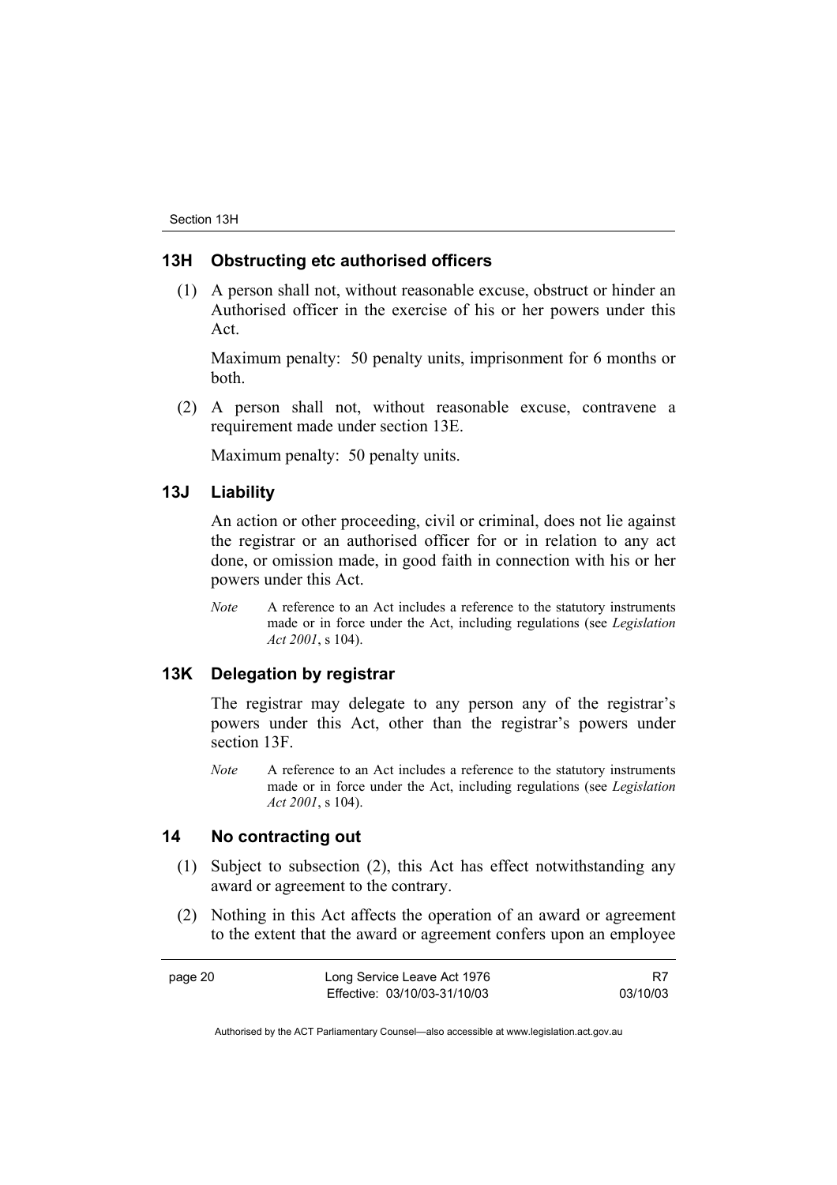## 13H Obstructing etc authorised officers

(1) A person shall not, without reasonable excuse, obstruct or hinder an Authorised officer in the exercise of his or her powers under this Act.

Maximum penalty: 50 penalty units, imprisonment for 6 months or both.

(2) A person shall not, without reasonable excuse, contravene a requirement made under section 13E.

Maximum penalty: 50 penalty units.

## 13J Liability

An action or other proceeding, civil or criminal, does not lie against the registrar or an authorised officer for or in relation to any act done, or omission made, in good faith in connection with his or her powers under this Act.

*Note* A reference to an Act includes a reference to the statutory instruments made or in force under the Act, including regulations (see *Legislation Act 2001*, s 104).

## 13K Delegation by registrar

The registrar may delegate to any person any of the registrar's powers under this Act, other than the registrar's powers under section 13F.

*Note* A reference to an Act includes a reference to the statutory instruments made or in force under the Act, including regulations (see *Legislation Act 2001*, s 104).

## 14 No contracting out

(1) Subject to subsection (2), this Act has effect notwithstanding any award or agreement to the contrary.

(2) Nothing in this Act affects the operation of an award or agreement to the extent that the award or agreement confers upon an employee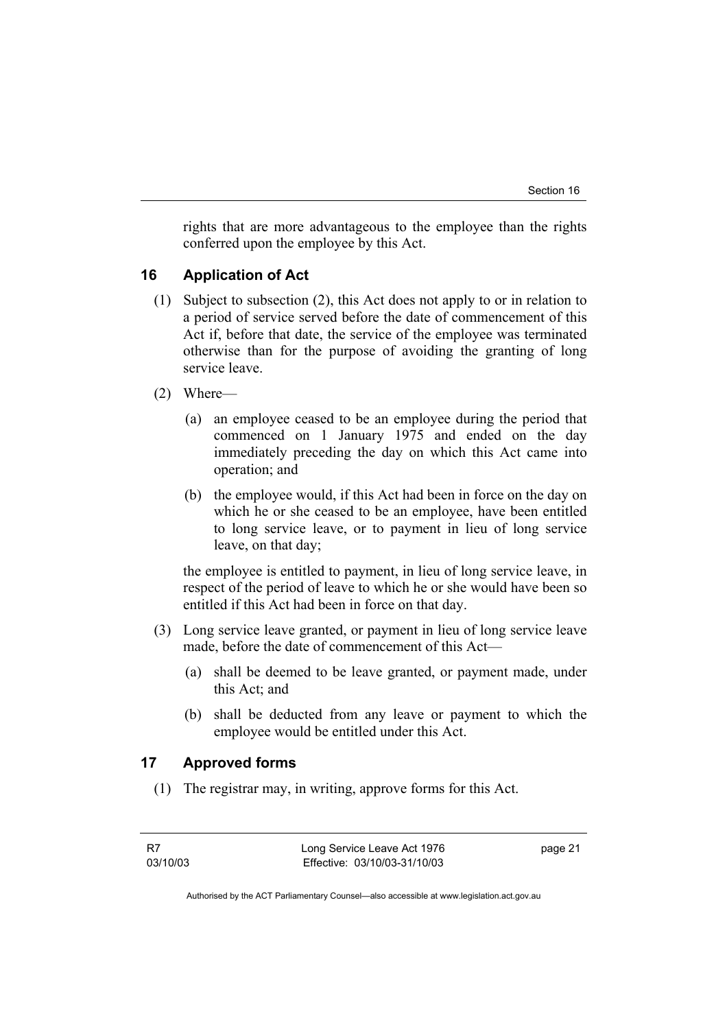rights that are more advantageous to the employee than the rights conferred upon the employee by this Act.

## 16 Application of Act

(1) Subject to subsection (2), this Act does not apply to or in relation to a period of service served before the date of commencement of this Act if, before that date, the service of the employee was terminated otherwise than for the purpose of avoiding the granting of long service leave.

(2) Where—

(a) an employee ceased to be an employee during the period that commenced on 1 January 1975 and ended on the day immediately preceding the day on which this Act came into operation; and

(b) the employee would, if this Act had been in force on the day on which he or she ceased to be an employee, have been entitled to long service leave, or to payment in lieu of long service leave, on that day;

the employee is entitled to payment, in lieu of long service leave, in respect of the period of leave to which he or she would have been so entitled if this Act had been in force on that day.

(3) Long service leave granted, or payment in lieu of long service leave made, before the date of commencement of this Act—

(a) shall be deemed to be leave granted, or payment made, under this Act; and

(b) shall be deducted from any leave or payment to which the employee would be entitled under this Act.

## 17 Approved forms

(1) The registrar may, in writing, approve forms for this Act.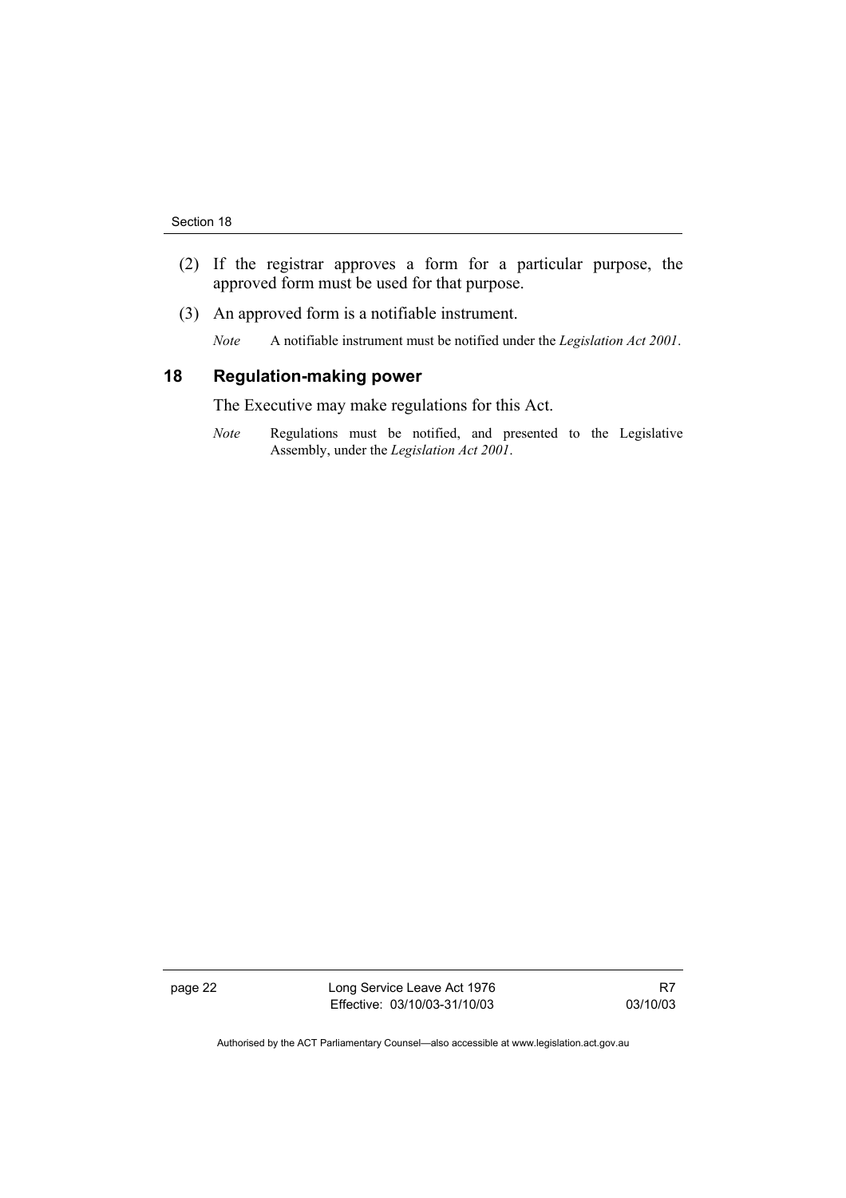(2) If the registrar approves a form for a particular purpose, the approved form must be used for that purpose.

(3) An approved form is a notifiable instrument.

*Note* A notifiable instrument must be notified under the *Legislation Act 2001*.

## 18 Regulation-making power

The Executive may make regulations for this Act.

*Note* Regulations must be notified, and presented to the Legislative Assembly, under the *Legislation Act 2001*.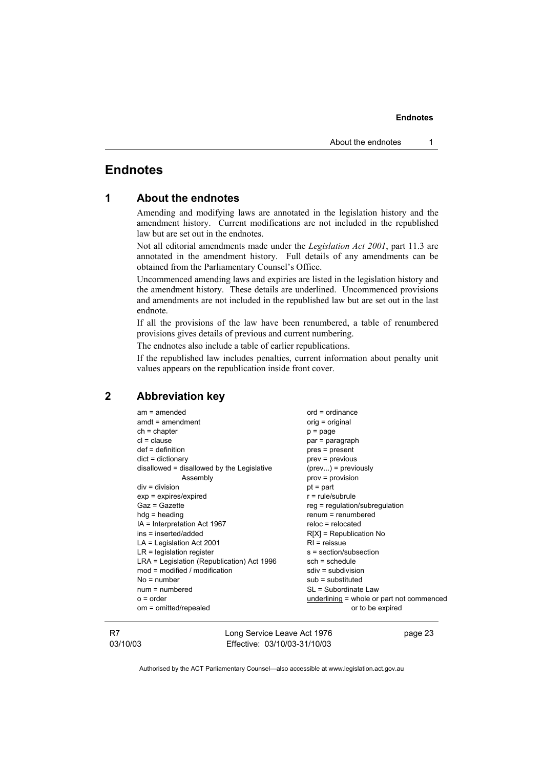# Endnotes

## 1 About the endnotes

Amending and modifying laws are annotated in the legislation history and the amendment history. Current modifications are not included in the republished law but are set out in the endnotes.

Not all editorial amendments made under the *Legislation Act 2001*, part 11.3 are annotated in the amendment history. Full details of any amendments can be obtained from the Parliamentary Counsel's Office.

Uncommenced amending laws and expiries are listed in the legislation history and the amendment history. These details are underlined. Uncommenced provisions and amendments are not included in the republished law but are set out in the last endnote.

If all the provisions of the law have been renumbered, a table of renumbered provisions gives details of previous and current numbering.

The endnotes also include a table of earlier republications.

If the republished law includes penalties, current information about penalty unit values appears on the republication inside front cover.

## 2 Abbreviation key

am = amended
amdt = amendment
ch = chapter
cl = clause
def = definition
dict = dictionary
disallowed = disallowed by the Legislative Assembly
div = division
exp = expires/expired
Gaz = Gazette
hdg = heading
IA = Interpretation Act 1967
ins = inserted/added
LA = Legislation Act 2001
LR = legislation register
LRA = Legislation (Republication) Act 1996
mod = modified / modification
No = number
num = numbered
o = order
om = omitted/repealed
ord = ordinance
orig = original
p = page
par = paragraph
pres = present
prev = previous
(prev...) = previously
prov = provision
pt = part
r = rule/subrule
reg = regulation/subregulation
renum = renumbered
reloc = relocated
R[X] = Republication No
RI = reissue
s = section/subsection
sch = schedule
sdiv = subdivision
sub = substituted
SL = Subordinate Law
underlining = whole or part not commenced or to be expired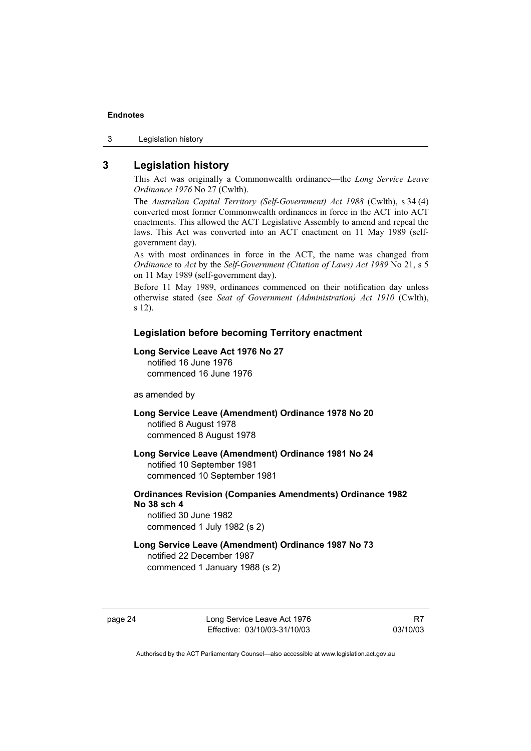## 3 Legislation history

This Act was originally a Commonwealth ordinance—the *Long Service Leave Ordinance 1976* No 27 (Cwlth).

The *Australian Capital Territory (Self-Government) Act 1988* (Cwlth), s 34 (4) converted most former Commonwealth ordinances in force in the ACT into ACT enactments. This allowed the ACT Legislative Assembly to amend and repeal the laws. This Act was converted into an ACT enactment on 11 May 1989 (self-government day).

As with most ordinances in force in the ACT, the name was changed from *Ordinance* to *Act* by the *Self-Government (Citation of Laws) Act 1989* No 21, s 5 on 11 May 1989 (self-government day).

Before 11 May 1989, ordinances commenced on their notification day unless otherwise stated (see *Seat of Government (Administration) Act 1910* (Cwlth), s 12).

### Legislation before becoming Territory enactment

**Long Service Leave Act 1976 No 27**
notified 16 June 1976
commenced 16 June 1976

as amended by

**Long Service Leave (Amendment) Ordinance 1978 No 20**
notified 8 August 1978
commenced 8 August 1978

**Long Service Leave (Amendment) Ordinance 1981 No 24**
notified 10 September 1981
commenced 10 September 1981

**Ordinances Revision (Companies Amendments) Ordinance 1982 No 38 sch 4**
notified 30 June 1982
commenced 1 July 1982 (s 2)

**Long Service Leave (Amendment) Ordinance 1987 No 73**
notified 22 December 1987
commenced 1 January 1988 (s 2)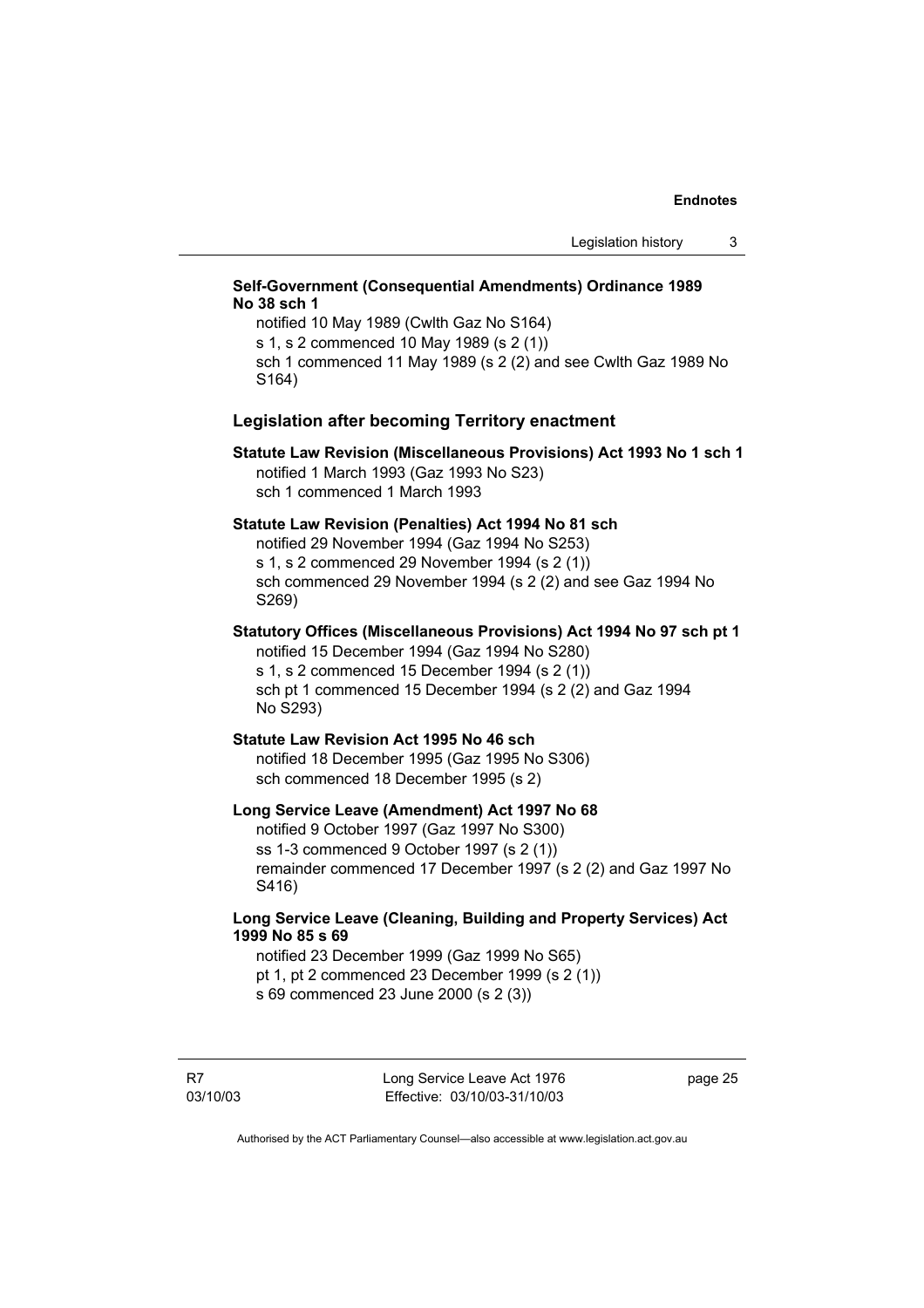**Self-Government (Consequential Amendments) Ordinance 1989 No 38 sch 1**

notified 10 May 1989 (Cwlth Gaz No S164)
s 1, s 2 commenced 10 May 1989 (s 2 (1))
sch 1 commenced 11 May 1989 (s 2 (2) and see Cwlth Gaz 1989 No S164)

## Legislation after becoming Territory enactment

**Statute Law Revision (Miscellaneous Provisions) Act 1993 No 1 sch 1**

notified 1 March 1993 (Gaz 1993 No S23)
sch 1 commenced 1 March 1993

**Statute Law Revision (Penalties) Act 1994 No 81 sch**

notified 29 November 1994 (Gaz 1994 No S253)
s 1, s 2 commenced 29 November 1994 (s 2 (1))
sch commenced 29 November 1994 (s 2 (2) and see Gaz 1994 No S269)

**Statutory Offices (Miscellaneous Provisions) Act 1994 No 97 sch pt 1**

notified 15 December 1994 (Gaz 1994 No S280)
s 1, s 2 commenced 15 December 1994 (s 2 (1))
sch pt 1 commenced 15 December 1994 (s 2 (2) and Gaz 1994 No S293)

**Statute Law Revision Act 1995 No 46 sch**

notified 18 December 1995 (Gaz 1995 No S306)
sch commenced 18 December 1995 (s 2)

**Long Service Leave (Amendment) Act 1997 No 68**

notified 9 October 1997 (Gaz 1997 No S300)
ss 1-3 commenced 9 October 1997 (s 2 (1))
remainder commenced 17 December 1997 (s 2 (2) and Gaz 1997 No S416)

**Long Service Leave (Cleaning, Building and Property Services) Act 1999 No 85 s 69**

notified 23 December 1999 (Gaz 1999 No S65)
pt 1, pt 2 commenced 23 December 1999 (s 2 (1))
s 69 commenced 23 June 2000 (s 2 (3))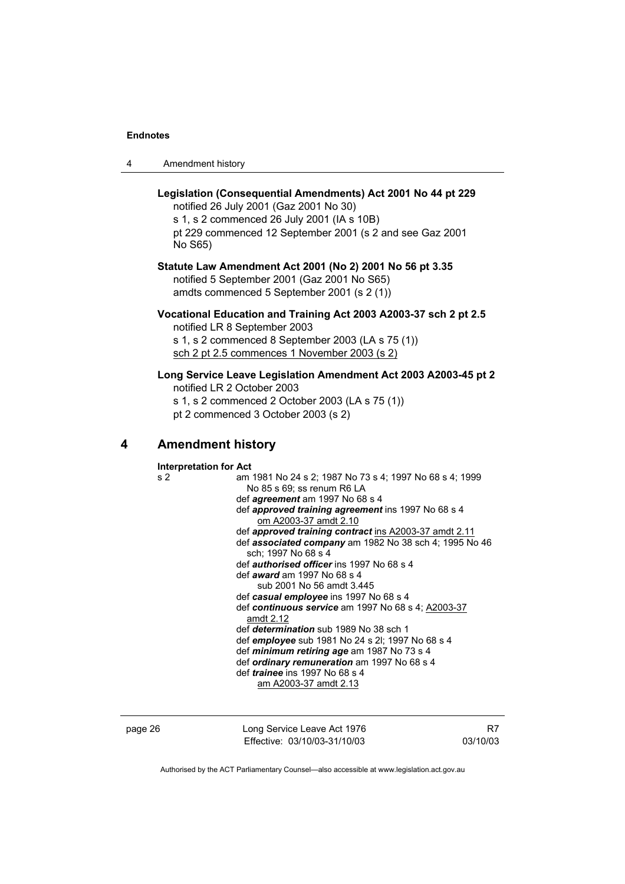**Legislation (Consequential Amendments) Act 2001 No 44 pt 229**
notified 26 July 2001 (Gaz 2001 No 30)
s 1, s 2 commenced 26 July 2001 (IA s 10B)
pt 229 commenced 12 September 2001 (s 2 and see Gaz 2001 No S65)

**Statute Law Amendment Act 2001 (No 2) 2001 No 56 pt 3.35**
notified 5 September 2001 (Gaz 2001 No S65)
amdts commenced 5 September 2001 (s 2 (1))

**Vocational Education and Training Act 2003 A2003-37 sch 2 pt 2.5**
notified LR 8 September 2003
s 1, s 2 commenced 8 September 2003 (LA s 75 (1))
sch 2 pt 2.5 commences 1 November 2003 (s 2)

**Long Service Leave Legislation Amendment Act 2003 A2003-45 pt 2**
notified LR 2 October 2003
s 1, s 2 commenced 2 October 2003 (LA s 75 (1))
pt 2 commenced 3 October 2003 (s 2)

## 4 Amendment history

**Interpretation for Act**

s 2 am 1981 No 24 s 2; 1987 No 73 s 4; 1997 No 68 s 4; 1999 No 85 s 69; ss renum R6 LA
def ***agreement*** am 1997 No 68 s 4
def ***approved training agreement*** ins 1997 No 68 s 4
om A2003-37 amdt 2.10
def ***approved training contract*** ins A2003-37 amdt 2.11
def ***associated company*** am 1982 No 38 sch 4; 1995 No 46 sch; 1997 No 68 s 4
def ***authorised officer*** ins 1997 No 68 s 4
def ***award*** am 1997 No 68 s 4
sub 2001 No 56 amdt 3.445
def ***casual employee*** ins 1997 No 68 s 4
def ***continuous service*** am 1997 No 68 s 4; A2003-37 amdt 2.12
def ***determination*** sub 1989 No 38 sch 1
def ***employee*** sub 1981 No 24 s 2l; 1997 No 68 s 4
def ***minimum retiring age*** am 1987 No 73 s 4
def ***ordinary remuneration*** am 1997 No 68 s 4
def ***trainee*** ins 1997 No 68 s 4
am A2003-37 amdt 2.13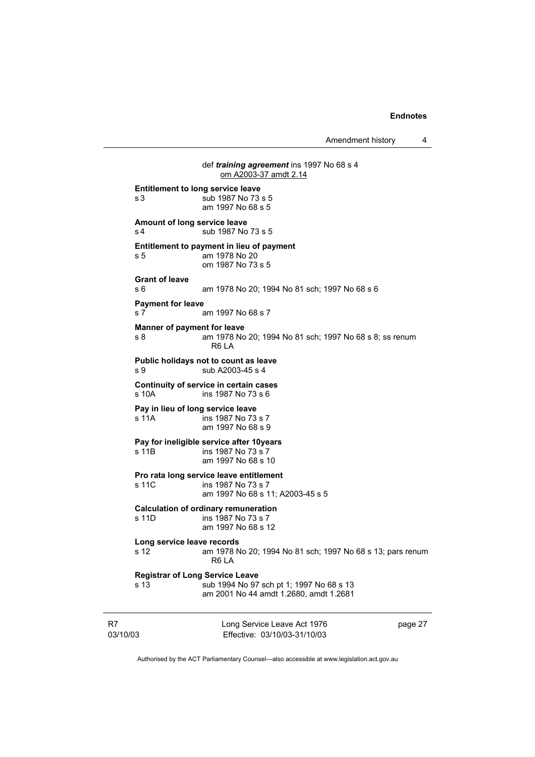def ***training agreement*** ins 1997 No 68 s 4
om A2003-37 amdt 2.14

**Entitlement to long service leave**
s 3 sub 1987 No 73 s 5
am 1997 No 68 s 5

**Amount of long service leave**
s 4 sub 1987 No 73 s 5

**Entitlement to payment in lieu of payment**
s 5 am 1978 No 20
om 1987 No 73 s 5

**Grant of leave**
s 6 am 1978 No 20; 1994 No 81 sch; 1997 No 68 s 6

**Payment for leave**
s 7 am 1997 No 68 s 7

**Manner of payment for leave**
s 8 am 1978 No 20; 1994 No 81 sch; 1997 No 68 s 8; ss renum R6 LA

**Public holidays not to count as leave**
s 9 sub A2003-45 s 4

**Continuity of service in certain cases**
s 10A ins 1987 No 73 s 6

**Pay in lieu of long service leave**
s 11A ins 1987 No 73 s 7
am 1997 No 68 s 9

**Pay for ineligible service after 10years**
s 11B ins 1987 No 73 s 7
am 1997 No 68 s 10

**Pro rata long service leave entitlement**
s 11C ins 1987 No 73 s 7
am 1997 No 68 s 11; A2003-45 s 5

**Calculation of ordinary remuneration**
s 11D ins 1987 No 73 s 7
am 1997 No 68 s 12

**Long service leave records**
s 12 am 1978 No 20; 1994 No 81 sch; 1997 No 68 s 13; pars renum R6 LA

**Registrar of Long Service Leave**
s 13 sub 1994 No 97 sch pt 1; 1997 No 68 s 13
am 2001 No 44 amdt 1.2680, amdt 1.2681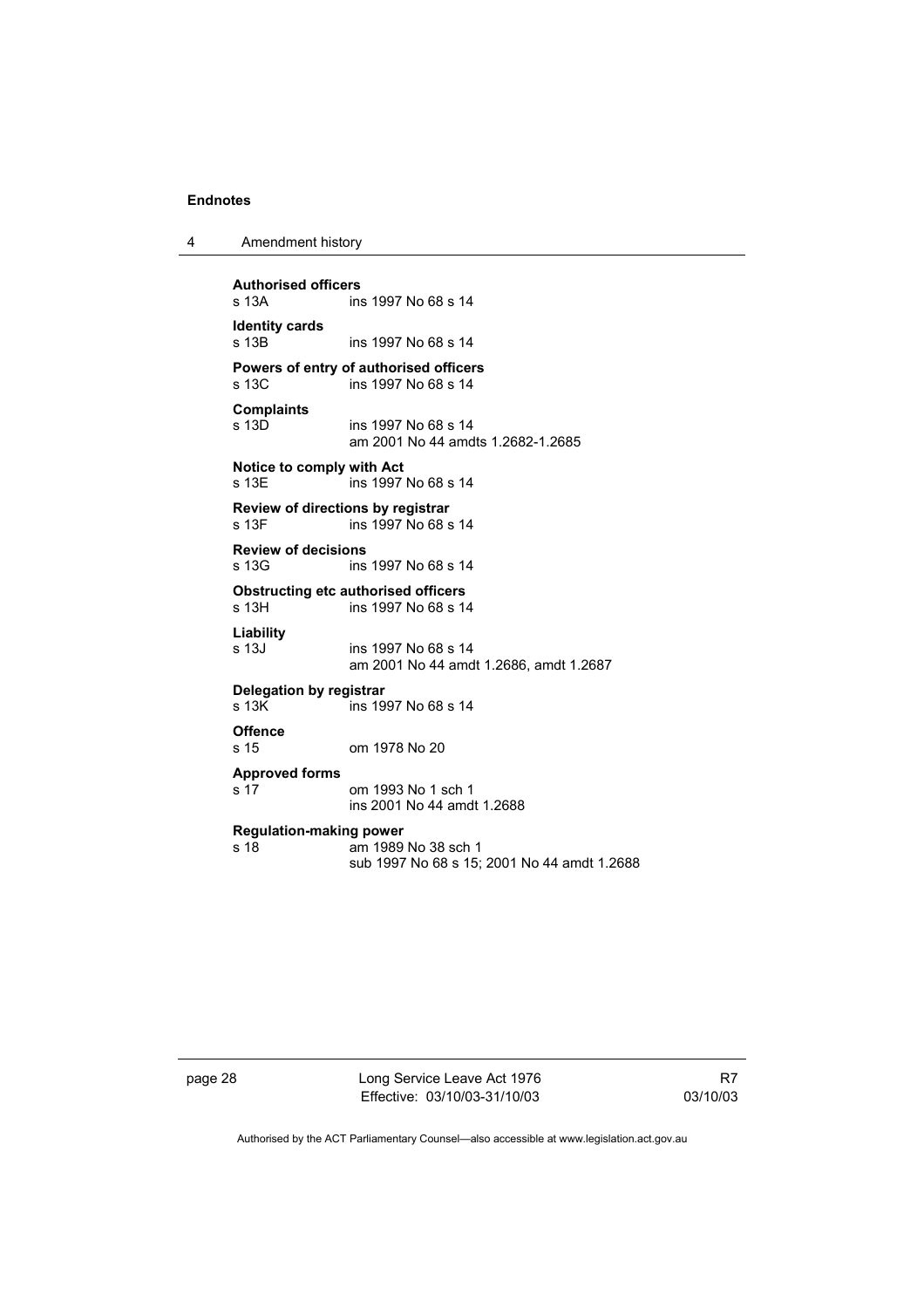**Authorised officers**
s 13A ins 1997 No 68 s 14

**Identity cards**
s 13B ins 1997 No 68 s 14

**Powers of entry of authorised officers**
s 13C ins 1997 No 68 s 14

**Complaints**
s 13D ins 1997 No 68 s 14
am 2001 No 44 amdts 1.2682-1.2685

**Notice to comply with Act**
s 13E ins 1997 No 68 s 14

**Review of directions by registrar**
s 13F ins 1997 No 68 s 14

**Review of decisions**
s 13G ins 1997 No 68 s 14

**Obstructing etc authorised officers**
s 13H ins 1997 No 68 s 14

**Liability**
s 13J ins 1997 No 68 s 14
am 2001 No 44 amdt 1.2686, amdt 1.2687

**Delegation by registrar**
s 13K ins 1997 No 68 s 14

**Offence**
s 15 om 1978 No 20

**Approved forms**
s 17 om 1993 No 1 sch 1
ins 2001 No 44 amdt 1.2688

**Regulation-making power**
s 18 am 1989 No 38 sch 1
sub 1997 No 68 s 15; 2001 No 44 amdt 1.2688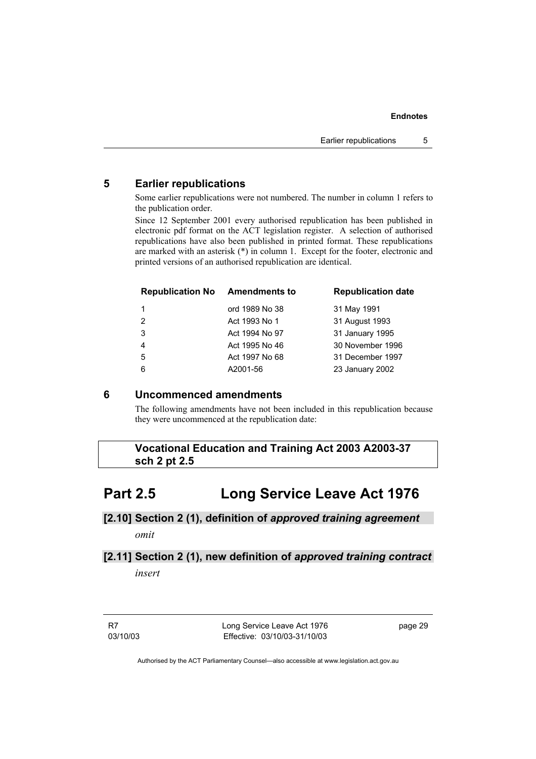## 5 Earlier republications

Some earlier republications were not numbered. The number in column 1 refers to the publication order.

Since 12 September 2001 every authorised republication has been published in electronic pdf format on the ACT legislation register. A selection of authorised republications have also been published in printed format. These republications are marked with an asterisk (*) in column 1. Except for the footer, electronic and printed versions of an authorised republication are identical.

| Republication No | Amendments to | Republication date |
|---|---|---|
| 1 | ord 1989 No 38 | 31 May 1991 |
| 2 | Act 1993 No 1 | 31 August 1993 |
| 3 | Act 1994 No 97 | 31 January 1995 |
| 4 | Act 1995 No 46 | 30 November 1996 |
| 5 | Act 1997 No 68 | 31 December 1997 |
| 6 | A2001-56 | 23 January 2002 |

## 6 Uncommenced amendments

The following amendments have not been included in this republication because they were uncommenced at the republication date:

**Vocational Education and Training Act 2003 A2003-37 sch 2 pt 2.5**

# Part 2.5 Long Service Leave Act 1976

### [2.10] Section 2 (1), definition of *approved training agreement*

*omit*

### [2.11] Section 2 (1), new definition of *approved training contract*

*insert*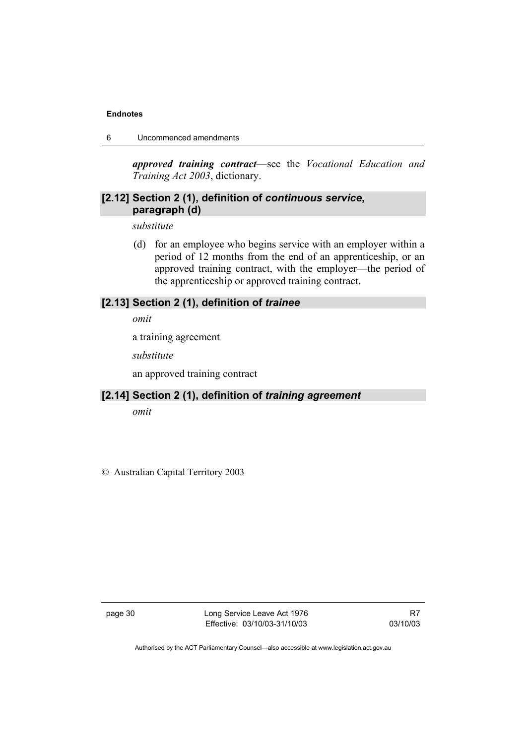***approved training contract***—see the *Vocational Education and Training Act 2003*, dictionary.

### [2.12] Section 2 (1), definition of *continuous service*, paragraph (d)

*substitute*

(d) for an employee who begins service with an employer within a period of 12 months from the end of an apprenticeship, or an approved training contract, with the employer—the period of the apprenticeship or approved training contract.

### [2.13] Section 2 (1), definition of *trainee*

*omit*

a training agreement

*substitute*

an approved training contract

### [2.14] Section 2 (1), definition of *training agreement*

*omit*

© Australian Capital Territory 2003